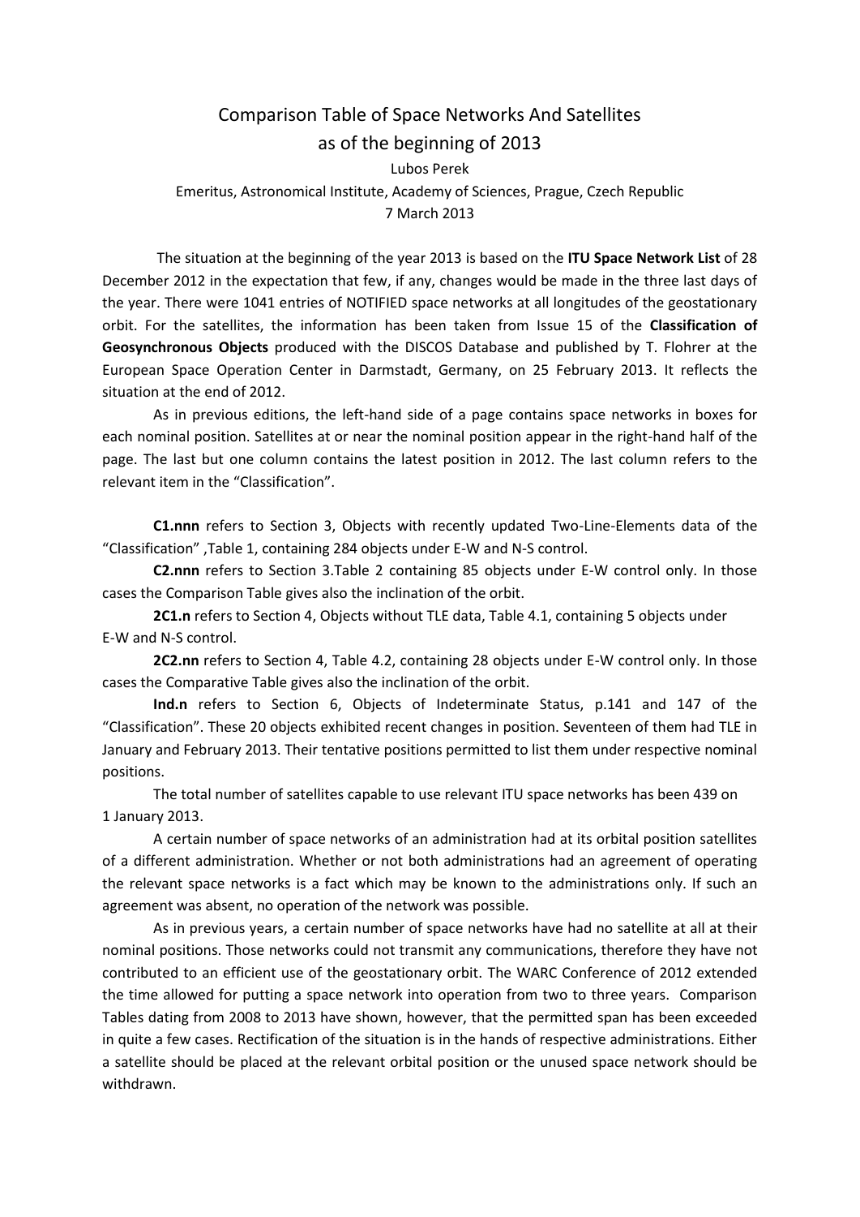# Comparison Table of Space Networks And Satellites as of the beginning of 2013

Lubos Perek

Emeritus, Astronomical Institute, Academy of Sciences, Prague, Czech Republic

7 March 2013

The situation at the beginning of the year 2013 is based on the **ITU Space Network List** of 28 December 2012 in the expectation that few, if any, changes would be made in the three last days of the year. There were 1041 entries of NOTIFIED space networks at all longitudes of the geostationary orbit. For the satellites, the information has been taken from Issue 15 of the **Classification of Geosynchronous Objects** produced with the DISCOS Database and published by T. Flohrer at the European Space Operation Center in Darmstadt, Germany, on 25 February 2013. It reflects the situation at the end of 2012.

As in previous editions, the left-hand side of a page contains space networks in boxes for each nominal position. Satellites at or near the nominal position appear in the right-hand half of the page. The last but one column contains the latest position in 2012. The last column refers to the relevant item in the "Classification".

**C1.nnn** refers to Section 3, Objects with recently updated Two-Line-Elements data of the "Classification" ,Table 1, containing 284 objects under E-W and N-S control.

**C2.nnn** refers to Section 3.Table 2 containing 85 objects under E-W control only. In those cases the Comparison Table gives also the inclination of the orbit.

**2C1.n** refers to Section 4, Objects without TLE data, Table 4.1, containing 5 objects under E-W and N-S control.

**2C2.nn** refers to Section 4, Table 4.2, containing 28 objects under E-W control only. In those cases the Comparative Table gives also the inclination of the orbit.

**Ind.n** refers to Section 6, Objects of Indeterminate Status, p.141 and 147 of the "Classification". These 20 objects exhibited recent changes in position. Seventeen of them had TLE in January and February 2013. Their tentative positions permitted to list them under respective nominal positions.

The total number of satellites capable to use relevant ITU space networks has been 439 on 1 January 2013.

A certain number of space networks of an administration had at its orbital position satellites of a different administration. Whether or not both administrations had an agreement of operating the relevant space networks is a fact which may be known to the administrations only. If such an agreement was absent, no operation of the network was possible.

As in previous years, a certain number of space networks have had no satellite at all at their nominal positions. Those networks could not transmit any communications, therefore they have not contributed to an efficient use of the geostationary orbit. The WARC Conference of 2012 extended the time allowed for putting a space network into operation from two to three years. Comparison Tables dating from 2008 to 2013 have shown, however, that the permitted span has been exceeded in quite a few cases. Rectification of the situation is in the hands of respective administrations. Either a satellite should be placed at the relevant orbital position or the unused space network should be withdrawn.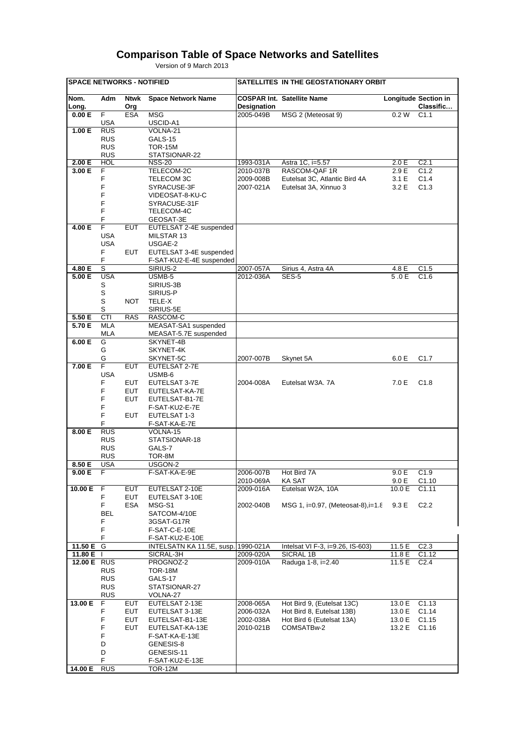# Comparison Table of Space Networks and Satellites

Version of 9 March 2013

| SPACE NETWORKS - NOTIFIED | | | | SATELLITES IN THE GEOSTATIONARY ORBIT | | | |
|---|---|---|---|---|---|---|---|
| Nom. Long. | Adm | Ntwk Org | Space Network Name | COSPAR Int. Designation | Satellite Name | Longitude | Section in Classific… |
| 0.00 E | F | ESA | MSG | 2005-049B | MSG 2 (Meteosat 9) | 0.2 W | C1.1 |
| | USA | | USCID-A1 | | | | |
| 1.00 E | RUS | | VOLNA-21 | | | | |
| | RUS | | GALS-15 | | | | |
| | RUS | | TOR-15M | | | | |
| | RUS | | STATSIONAR-22 | | | | |
| 2.00 E | HOL | | NSS-20 | 1993-031A | Astra 1C, i=5.57 | 2.0 E | C2.1 |
| 3.00 E | F | | TELECOM-2C | 2010-037B | RASCOM-QAF 1R | 2.9 E | C1.2 |
| | F | | TELECOM 3C | 2009-008B | Eutelsat 3C, Atlantic Bird 4A | 3.1 E | C1.4 |
| | F | | SYRACUSE-3F | 2007-021A | Eutelsat 3A, Xinnuo 3 | 3.2 E | C1.3 |
| | F | | VIDEOSAT-8-KU-C | | | | |
| | F | | SYRACUSE-31F | | | | |
| | F | | TELECOM-4C | | | | |
| | F | | GEOSAT-3E | | | | |
| 4.00 E | F | EUT | EUTELSAT 2-4E suspended | | | | |
| | USA | | MILSTAR 13 | | | | |
| | USA | | USGAE-2 | | | | |
| | F | EUT | EUTELSAT 3-4E suspended | | | | |
| | F | | F-SAT-KU2-E-4E suspended | | | | |
| 4.80 E | S | | SIRIUS-2 | 2007-057A | Sirius 4, Astra 4A | 4.8 E | C1.5 |
| 5.00 E | USA | | USMB-5 | 2012-036A | SES-5 | 5 .0 E | C1.6 |
| | S | | SIRIUS-3B | | | | |
| | S | | SIRIUS-P | | | | |
| | S | NOT | TELE-X | | | | |
| | S | | SIRIUS-5E | | | | |
| 5.50 E | CTI | RAS | RASCOM-C | | | | |
| 5.70 E | MLA | | MEASAT-SA1 suspended | | | | |
| | MLA | | MEASAT-5.7E suspended | | | | |
| 6.00 E | G | | SKYNET-4B | | | | |
| | G | | SKYNET-4K | | | | |
| | G | | SKYNET-5C | 2007-007B | Skynet 5A | 6.0 E | C1.7 |
| 7.00 E | F | EUT | EUTELSAT 2-7E | | | | |
| | USA | | USMB-6 | | | | |
| | F | EUT | EUTELSAT 3-7E | 2004-008A | Eutelsat W3A. 7A | 7.0 E | C1.8 |
| | F | EUT | EUTELSAT-KA-7E | | | | |
| | F | EUT | EUTELSAT-B1-7E | | | | |
| | F | | F-SAT-KU2-E-7E | | | | |
| | F | EUT | EUTELSAT 1-3 | | | | |
| | F | | F-SAT-KA-E-7E | | | | |
| 8.00 E | RUS | | VOLNA-15 | | | | |
| | RUS | | STATSIONAR-18 | | | | |
| | RUS | | GALS-7 | | | | |
| | RUS | | TOR-8M | | | | |
| 8.50 E | USA | | USGON-2 | | | | |
| 9.00 E | F | | F-SAT-KA-E-9E | 2006-007B | Hot Bird 7A | 9.0 E | C1.9 |
| | | | | 2010-069A | KA SAT | 9.0 E | C1.10 |
| 10.00 E | F | EUT | EUTELSAT 2-10E | 2009-016A | Eutelsat W2A, 10A | 10.0 E | C1.11 |
| | F | EUT | EUTELSAT 3-10E | | | | |
| | F | ESA | MSG-S1 | 2002-040B | MSG 1, i=0.97, (Meteosat-8),i=1.8 | 9.3 E | C2.2 |
| | BEL | | SATCOM-4/10E | | | | |
| | F | | 3GSAT-G17R | | | | |
| | F | | F-SAT-C-E-10E | | | | |
| | F | | F-SAT-KU2-E-10E | | | | |
| 11.50 E | G | | INTELSATN KA 11.5E, susp. | 1990-021A | Intelsat VI F-3, i=9.26, IS-603) | 11.5 E | C2.3 |
| 11.80 E | I | | SICRAL-3H | 2009-020A | SICRAL 1B | 11.8 E | C1.12 |
| 12.00 E | RUS | | PROGNOZ-2 | 2009-010A | Raduga 1-8, i=2.40 | 11.5 E | C2.4 |
| | RUS | | TOR-18M | | | | |
| | RUS | | GALS-17 | | | | |
| | RUS | | STATSIONAR-27 | | | | |
| | RUS | | VOLNA-27 | | | | |
| 13.00 E | F | EUT | EUTELSAT 2-13E | 2008-065A | Hot Bird 9, (Eutelsat 13C) | 13.0 E | C1.13 |
| | F | EUT | EUTELSAT 3-13E | 2006-032A | Hot Bird 8, Eutelsat 13B) | 13.0 E | C1.14 |
| | F | EUT | EUTELSAT-B1-13E | 2002-038A | Hot Bird 6 (Eutelsat 13A) | 13.0 E | C1.15 |
| | F | EUT | EUTELSAT-KA-13E | 2010-021B | COMSATBw-2 | 13.2 E | C1.16 |
| | F | | F-SAT-KA-E-13E | | | | |
| | D | | GENESIS-8 | | | | |
| | D | | GENESIS-11 | | | | |
| | F | | F-SAT-KU2-E-13E | | | | |
| 14.00 E | RUS | | TOR-12M | | | | |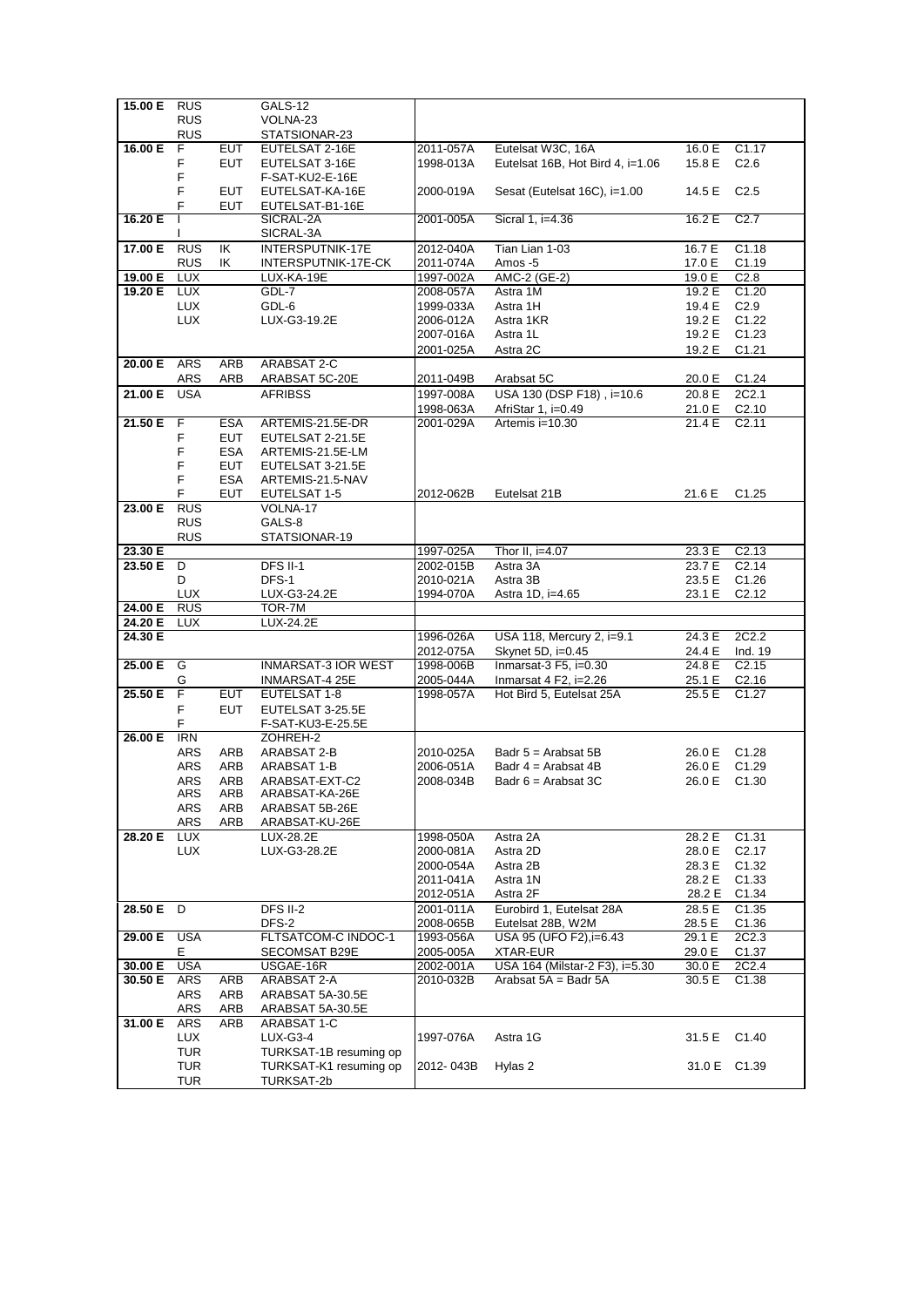| | | | | | | | |
|---|---|---|---|---|---|---|---|
| **15.00 E** | RUS | | GALS-12 | | | | |
| | RUS | | VOLNA-23 | | | | |
| | RUS | | STATSIONAR-23 | | | | |
| **16.00 E** | F | EUT | EUTELSAT 2-16E | 2011-057A | Eutelsat W3C, 16A | 16.0 E | C1.17 |
| | F | EUT | EUTELSAT 3-16E | 1998-013A | Eutelsat 16B, Hot Bird 4, i=1.06 | 15.8 E | C2.6 |
| | F | | F-SAT-KU2-E-16E | | | | |
| | F | EUT | EUTELSAT-KA-16E | 2000-019A | Sesat (Eutelsat 16C), i=1.00 | 14.5 E | C2.5 |
| | F | EUT | EUTELSAT-B1-16E | | | | |
| **16.20 E** | I | | SICRAL-2A | 2001-005A | Sicral 1, i=4.36 | 16.2 E | C2.7 |
| | I | | SICRAL-3A | | | | |
| **17.00 E** | RUS | IK | INTERSPUTNIK-17E | 2012-040A | Tian Lian 1-03 | 16.7 E | C1.18 |
| | RUS | IK | INTERSPUTNIK-17E-CK | 2011-074A | Amos -5 | 17.0 E | C1.19 |
| **19.00 E** | LUX | | LUX-KA-19E | 1997-002A | AMC-2 (GE-2) | 19.0 E | C2.8 |
| **19.20 E** | LUX | | GDL-7 | 2008-057A | Astra 1M | 19.2 E | C1.20 |
| | LUX | | GDL-6 | 1999-033A | Astra 1H | 19.4 E | C2.9 |
| | LUX | | LUX-G3-19.2E | 2006-012A | Astra 1KR | 19.2 E | C1.22 |
| | | | | 2007-016A | Astra 1L | 19.2 E | C1.23 |
| | | | | 2001-025A | Astra 2C | 19.2 E | C1.21 |
| **20.00 E** | ARS | ARB | ARABSAT 2-C | | | | |
| | ARS | ARB | ARABSAT 5C-20E | 2011-049B | Arabsat 5C | 20.0 E | C1.24 |
| **21.00 E** | USA | | AFRIBSS | 1997-008A | USA 130 (DSP F18) , i=10.6 | 20.8 E | 2C2.1 |
| | | | | 1998-063A | AfriStar 1, i=0.49 | 21.0 E | C2.10 |
| **21.50 E** | F | ESA | ARTEMIS-21.5E-DR | 2001-029A | Artemis i=10.30 | 21.4 E | C2.11 |
| | F | EUT | EUTELSAT 2-21.5E | | | | |
| | F | ESA | ARTEMIS-21.5E-LM | | | | |
| | F | EUT | EUTELSAT 3-21.5E | | | | |
| | F | ESA | ARTEMIS-21.5-NAV | | | | |
| | F | EUT | EUTELSAT 1-5 | 2012-062B | Eutelsat 21B | 21.6 E | C1.25 |
| **23.00 E** | RUS | | VOLNA-17 | | | | |
| | RUS | | GALS-8 | | | | |
| | RUS | | STATSIONAR-19 | | | | |
| **23.30 E** | | | | 1997-025A | Thor II, i=4.07 | 23.3 E | C2.13 |
| **23.50 E** | D | | DFS II-1 | 2002-015B | Astra 3A | 23.7 E | C2.14 |
| | D | | DFS-1 | 2010-021A | Astra 3B | 23.5 E | C1.26 |
| | LUX | | LUX-G3-24.2E | 1994-070A | Astra 1D, i=4.65 | 23.1 E | C2.12 |
| **24.00 E** | RUS | | TOR-7M | | | | |
| **24.20 E** | LUX | | LUX-24.2E | | | | |
| **24.30 E** | | | | 1996-026A | USA 118, Mercury 2, i=9.1 | 24.3 E | 2C2.2 |
| | | | | 2012-075A | Skynet 5D, i=0.45 | 24.4 E | Ind. 19 |
| **25.00 E** | G | | INMARSAT-3 IOR WEST | 1998-006B | Inmarsat-3 F5, i=0.30 | 24.8 E | C2.15 |
| | G | | INMARSAT-4 25E | 2005-044A | Inmarsat 4 F2, i=2.26 | 25.1 E | C2.16 |
| **25.50 E** | F | EUT | EUTELSAT 1-8 | 1998-057A | Hot Bird 5, Eutelsat 25A | 25.5 E | C1.27 |
| | F | EUT | EUTELSAT 3-25.5E | | | | |
| | F | | F-SAT-KU3-E-25.5E | | | | |
| **26.00 E** | IRN | | ZOHREH-2 | | | | |
| | ARS | ARB | ARABSAT 2-B | 2010-025A | Badr 5 = Arabsat 5B | 26.0 E | C1.28 |
| | ARS | ARB | ARABSAT 1-B | 2006-051A | Badr 4 = Arabsat 4B | 26.0 E | C1.29 |
| | ARS | ARB | ARABSAT-EXT-C2 | 2008-034B | Badr 6 = Arabsat 3C | 26.0 E | C1.30 |
| | ARS | ARB | ARABSAT-KA-26E | | | | |
| | ARS | ARB | ARABSAT 5B-26E | | | | |
| | ARS | ARB | ARABSAT-KU-26E | | | | |
| **28.20 E** | LUX | | LUX-28.2E | 1998-050A | Astra 2A | 28.2 E | C1.31 |
| | LUX | | LUX-G3-28.2E | 2000-081A | Astra 2D | 28.0 E | C2.17 |
| | | | | 2000-054A | Astra 2B | 28.3 E | C1.32 |
| | | | | 2011-041A | Astra 1N | 28.2 E | C1.33 |
| | | | | 2012-051A | Astra 2F | 28.2 E | C1.34 |
| **28.50 E** | D | | DFS II-2 | 2001-011A | Eurobird 1, Eutelsat 28A | 28.5 E | C1.35 |
| | | | DFS-2 | 2008-065B | Eutelsat 28B, W2M | 28.5 E | C1.36 |
| **29.00 E** | USA | | FLTSATCOM-C INDOC-1 | 1993-056A | USA 95 (UFO F2),i=6.43 | 29.1 E | 2C2.3 |
| | E | | SECOMSAT B29E | 2005-005A | XTAR-EUR | 29.0 E | C1.37 |
| **30.00 E** | USA | | USGAE-16R | 2002-001A | USA 164 (Milstar-2 F3), i=5.30 | 30.0 E | 2C2.4 |
| **30.50 E** | ARS | ARB | ARABSAT 2-A | 2010-032B | Arabsat 5A = Badr 5A | 30.5 E | C1.38 |
| | ARS | ARB | ARABSAT 5A-30.5E | | | | |
| | ARS | ARB | ARABSAT 5A-30.5E | | | | |
| **31.00 E** | ARS | ARB | ARABSAT 1-C | | | | |
| | LUX | | LUX-G3-4 | 1997-076A | Astra 1G | 31.5 E | C1.40 |
| | TUR | | TURKSAT-1B resuming op | | | | |
| | TUR | | TURKSAT-K1 resuming op | 2012- 043B | Hylas 2 | 31.0 E | C1.39 |
| | TUR | | TURKSAT-2b | | | | |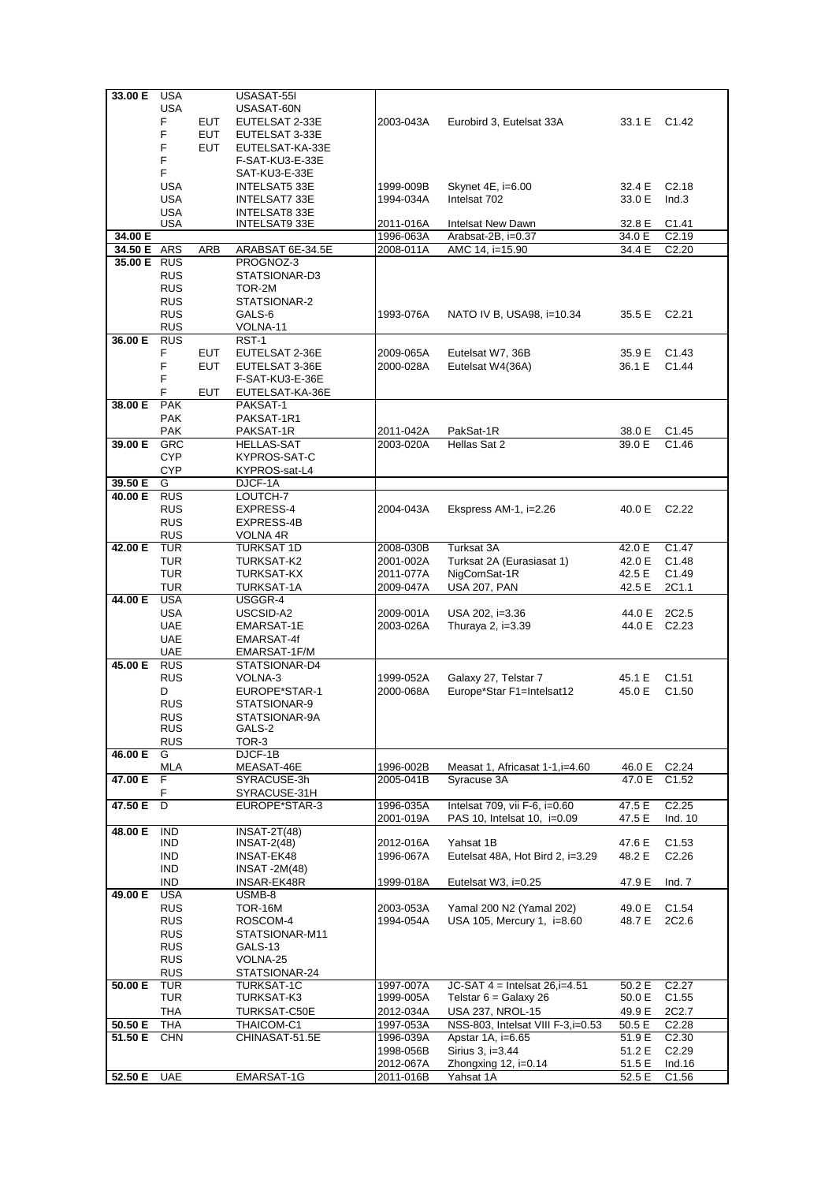| | | | | | | | |
|---|---|---|---|---|---|---|---|
| 33.00 E | USA | | USASAT-55I | | | | |
| | USA | | USASAT-60N | | | | |
| | F | EUT | EUTELSAT 2-33E | 2003-043A | Eurobird 3, Eutelsat 33A | 33.1 E | C1.42 |
| | F | EUT | EUTELSAT 3-33E | | | | |
| | F | EUT | EUTELSAT-KA-33E | | | | |
| | F | | F-SAT-KU3-E-33E | | | | |
| | F | | SAT-KU3-E-33E | | | | |
| | USA | | INTELSAT5 33E | 1999-009B | Skynet 4E, i=6.00 | 32.4 E | C2.18 |
| | USA | | INTELSAT7 33E | 1994-034A | Intelsat 702 | 33.0 E | Ind.3 |
| | USA | | INTELSAT8 33E | | | | |
| | USA | | INTELSAT9 33E | 2011-016A | Intelsat New Dawn | 32.8 E | C1.41 |
| 34.00 E | | | | 1996-063A | Arabsat-2B, i=0.37 | 34.0 E | C2.19 |
| 34.50 E | ARS | ARB | ARABSAT 6E-34.5E | 2008-011A | AMC 14, i=15.90 | 34.4 E | C2.20 |
| 35.00 E | RUS | | PROGNOZ-3 | | | | |
| | RUS | | STATSIONAR-D3 | | | | |
| | RUS | | TOR-2M | | | | |
| | RUS | | STATSIONAR-2 | | | | |
| | RUS | | GALS-6 | 1993-076A | NATO IV B, USA98, i=10.34 | 35.5 E | C2.21 |
| | RUS | | VOLNA-11 | | | | |
| 36.00 E | RUS | | RST-1 | | | | |
| | F | EUT | EUTELSAT 2-36E | 2009-065A | Eutelsat W7, 36B | 35.9 E | C1.43 |
| | F | EUT | EUTELSAT 3-36E | 2000-028A | Eutelsat W4(36A) | 36.1 E | C1.44 |
| | F | | F-SAT-KU3-E-36E | | | | |
| | F | EUT | EUTELSAT-KA-36E | | | | |
| 38.00 E | PAK | | PAKSAT-1 | | | | |
| | PAK | | PAKSAT-1R1 | | | | |
| | PAK | | PAKSAT-1R | 2011-042A | PakSat-1R | 38.0 E | C1.45 |
| 39.00 E | GRC | | HELLAS-SAT | 2003-020A | Hellas Sat 2 | 39.0 E | C1.46 |
| | CYP | | KYPROS-SAT-C | | | | |
| | CYP | | KYPROS-sat-L4 | | | | |
| 39.50 E | G | | DJCF-1A | | | | |
| 40.00 E | RUS | | LOUTCH-7 | | | | |
| | RUS | | EXPRESS-4 | 2004-043A | Ekspress AM-1, i=2.26 | 40.0 E | C2.22 |
| | RUS | | EXPRESS-4B | | | | |
| | RUS | | VOLNA 4R | | | | |
| 42.00 E | TUR | | TURKSAT 1D | 2008-030B | Turksat 3A | 42.0 E | C1.47 |
| | TUR | | TURKSAT-K2 | 2001-002A | Turksat 2A (Eurasiasat 1) | 42.0 E | C1.48 |
| | TUR | | TURKSAT-KX | 2011-077A | NigComSat-1R | 42.5 E | C1.49 |
| | TUR | | TURKSAT-1A | 2009-047A | USA 207, PAN | 42.5 E | 2C1.1 |
| 44.00 E | USA | | USGGR-4 | | | | |
| | USA | | USCSID-A2 | 2009-001A | USA 202, i=3.36 | 44.0 E | 2C2.5 |
| | UAE | | EMARSAT-1E | 2003-026A | Thuraya 2, i=3.39 | 44.0 E | C2.23 |
| | UAE | | EMARSAT-4f | | | | |
| | UAE | | EMARSAT-1F/M | | | | |
| 45.00 E | RUS | | STATSIONAR-D4 | | | | |
| | RUS | | VOLNA-3 | 1999-052A | Galaxy 27, Telstar 7 | 45.1 E | C1.51 |
| | D | | EUROPE*STAR-1 | 2000-068A | Europe*Star F1=Intelsat12 | 45.0 E | C1.50 |
| | RUS | | STATSIONAR-9 | | | | |
| | RUS | | STATSIONAR-9A | | | | |
| | RUS | | GALS-2 | | | | |
| | RUS | | TOR-3 | | | | |
| 46.00 E | G | | DJCF-1B | | | | |
| | MLA | | MEASAT-46E | 1996-002B | Measat 1, Africasat 1-1,i=4.60 | 46.0 E | C2.24 |
| 47.00 E | F | | SYRACUSE-3h | 2005-041B | Syracuse 3A | 47.0 E | C1.52 |
| | F | | SYRACUSE-31H | | | | |
| 47.50 E | D | | EUROPE*STAR-3 | 1996-035A | Intelsat 709, vii F-6, i=0.60 | 47.5 E | C2.25 |
| | | | | 2001-019A | PAS 10, Intelsat 10, i=0.09 | 47.5 E | Ind. 10 |
| 48.00 E | IND | | INSAT-2T(48) | | | | |
| | IND | | INSAT-2(48) | 2012-016A | Yahsat 1B | 47.6 E | C1.53 |
| | IND | | INSAT-EK48 | 1996-067A | Eutelsat 48A, Hot Bird 2, i=3.29 | 48.2 E | C2.26 |
| | IND | | INSAT -2M(48) | | | | |
| | IND | | INSAR-EK48R | 1999-018A | Eutelsat W3, i=0.25 | 47.9 E | Ind. 7 |
| 49.00 E | USA | | USMB-8 | | | | |
| | RUS | | TOR-16M | 2003-053A | Yamal 200 N2 (Yamal 202) | 49.0 E | C1.54 |
| | RUS | | ROSCOM-4 | 1994-054A | USA 105, Mercury 1, i=8.60 | 48.7 E | 2C2.6 |
| | RUS | | STATSIONAR-M11 | | | | |
| | RUS | | GALS-13 | | | | |
| | RUS | | VOLNA-25 | | | | |
| | RUS | | STATSIONAR-24 | | | | |
| 50.00 E | TUR | | TURKSAT-1C | 1997-007A | JC-SAT 4 = Intelsat 26,i=4.51 | 50.2 E | C2.27 |
| | TUR | | TURKSAT-K3 | 1999-005A | Telstar 6 = Galaxy 26 | 50.0 E | C1.55 |
| | THA | | TURKSAT-C50E | 2012-034A | USA 237, NROL-15 | 49.9 E | 2C2.7 |
| 50.50 E | THA | | THAICOM-C1 | 1997-053A | NSS-803, Intelsat VIII F-3,i=0.53 | 50.5 E | C2.28 |
| 51.50 E | CHN | | CHINASAT-51.5E | 1996-039A | Apstar 1A, i=6.65 | 51.9 E | C2.30 |
| | | | | 1998-056B | Sirius 3, i=3.44 | 51.2 E | C2.29 |
| | | | | 2012-067A | Zhongxing 12, i=0.14 | 51.5 E | Ind.16 |
| 52.50 E | UAE | | EMARSAT-1G | 2011-016B | Yahsat 1A | 52.5 E | C1.56 |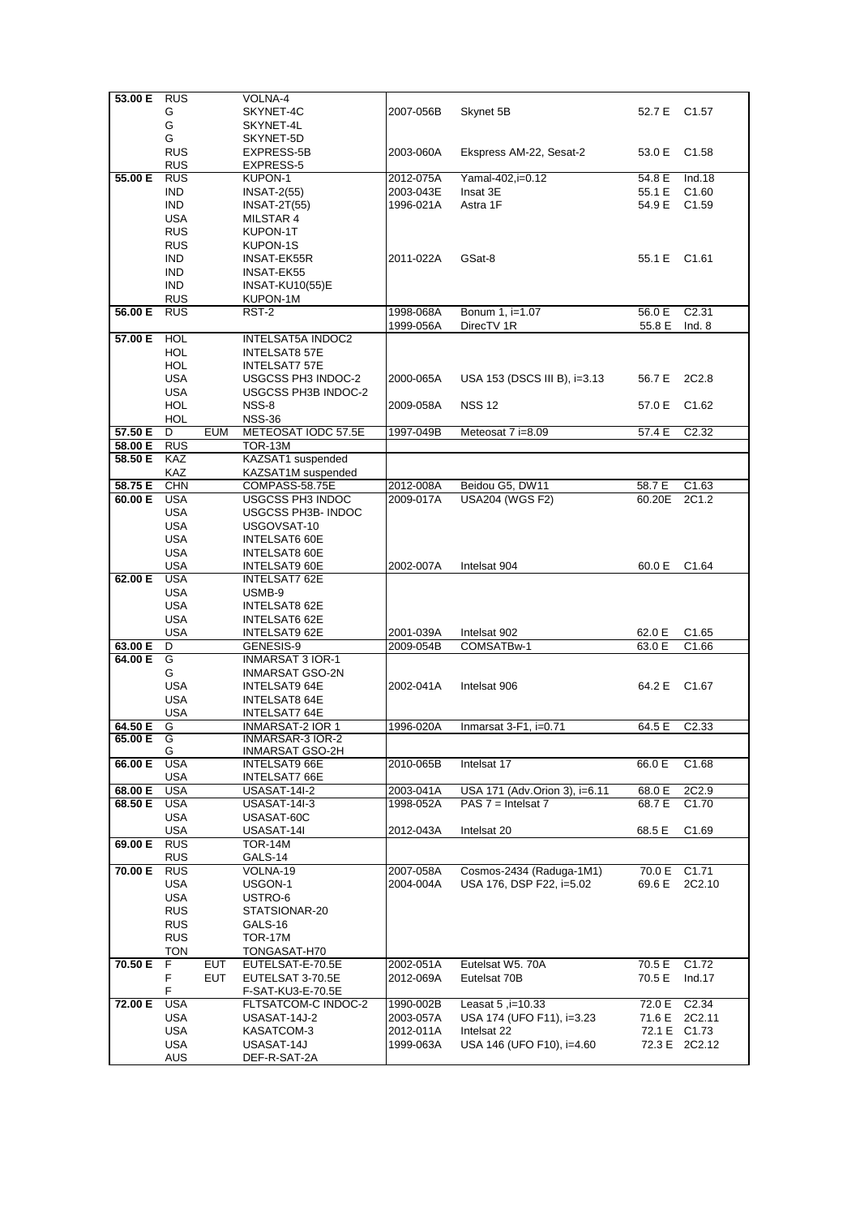| | | | | | | | |
|---|---|---|---|---|---|---|---|
| **53.00 E** | RUS | | VOLNA-4 | | | | |
| | G | | SKYNET-4C | 2007-056B | Skynet 5B | 52.7 E | C1.57 |
| | G | | SKYNET-4L | | | | |
| | G | | SKYNET-5D | | | | |
| | RUS | | EXPRESS-5B | 2003-060A | Ekspress AM-22, Sesat-2 | 53.0 E | C1.58 |
| | RUS | | EXPRESS-5 | | | | |
| **55.00 E** | RUS | | KUPON-1 | 2012-075A | Yamal-402,i=0.12 | 54.8 E | Ind.18 |
| | IND | | INSAT-2(55) | 2003-043E | Insat 3E | 55.1 E | C1.60 |
| | IND | | INSAT-2T(55) | 1996-021A | Astra 1F | 54.9 E | C1.59 |
| | USA | | MILSTAR 4 | | | | |
| | RUS | | KUPON-1T | | | | |
| | RUS | | KUPON-1S | | | | |
| | IND | | INSAT-EK55R | 2011-022A | GSat-8 | 55.1 E | C1.61 |
| | IND | | INSAT-EK55 | | | | |
| | IND | | INSAT-KU10(55)E | | | | |
| | RUS | | KUPON-1M | | | | |
| **56.00 E** | RUS | | RST-2 | 1998-068A | Bonum 1, i=1.07 | 56.0 E | C2.31 |
| | | | | 1999-056A | DirecTV 1R | 55.8 E | Ind. 8 |
| **57.00 E** | HOL | | INTELSAT5A INDOC2 | | | | |
| | HOL | | INTELSAT8 57E | | | | |
| | HOL | | INTELSAT7 57E | | | | |
| | USA | | USGCSS PH3 INDOC-2 | 2000-065A | USA 153 (DSCS III B), i=3.13 | 56.7 E | 2C2.8 |
| | USA | | USGCSS PH3B INDOC-2 | | | | |
| | HOL | | NSS-8 | 2009-058A | NSS 12 | 57.0 E | C1.62 |
| | HOL | | NSS-36 | | | | |
| **57.50 E** | D | EUM | METEOSAT IODC 57.5E | 1997-049B | Meteosat 7 i=8.09 | 57.4 E | C2.32 |
| **58.00 E** | RUS | | TOR-13M | | | | |
| **58.50 E** | KAZ | | KAZSAT1 suspended | | | | |
| | KAZ | | KAZSAT1M suspended | | | | |
| **58.75 E** | CHN | | COMPASS-58.75E | 2012-008A | Beidou G5, DW11 | 58.7 E | C1.63 |
| **60.00 E** | USA | | USGCSS PH3 INDOC | 2009-017A | USA204 (WGS F2) | 60.20E | 2C1.2 |
| | USA | | USGCSS PH3B- INDOC | | | | |
| | USA | | USGOVSAT-10 | | | | |
| | USA | | INTELSAT6 60E | | | | |
| | USA | | INTELSAT8 60E | | | | |
| | USA | | INTELSAT9 60E | 2002-007A | Intelsat 904 | 60.0 E | C1.64 |
| **62.00 E** | USA | | INTELSAT7 62E | | | | |
| | USA | | USMB-9 | | | | |
| | USA | | INTELSAT8 62E | | | | |
| | USA | | INTELSAT6 62E | | | | |
| | USA | | INTELSAT9 62E | 2001-039A | Intelsat 902 | 62.0 E | C1.65 |
| **63.00 E** | D | | GENESIS-9 | 2009-054B | COMSATBw-1 | 63.0 E | C1.66 |
| **64.00 E** | G | | INMARSAT 3 IOR-1 | | | | |
| | G | | INMARSAT GSO-2N | | | | |
| | USA | | INTELSAT9 64E | 2002-041A | Intelsat 906 | 64.2 E | C1.67 |
| | USA | | INTELSAT8 64E | | | | |
| | USA | | INTELSAT7 64E | | | | |
| **64.50 E** | G | | INMARSAT-2 IOR 1 | 1996-020A | Inmarsat 3-F1, i=0.71 | 64.5 E | C2.33 |
| **65.00 E** | G | | INMARSAR-3 IOR-2 | | | | |
| | G | | INMARSAT GSO-2H | | | | |
| **66.00 E** | USA | | INTELSAT9 66E | 2010-065B | Intelsat 17 | 66.0 E | C1.68 |
| | USA | | INTELSAT7 66E | | | | |
| **68.00 E** | USA | | USASAT-14I-2 | 2003-041A | USA 171 (Adv.Orion 3), i=6.11 | 68.0 E | 2C2.9 |
| **68.50 E** | USA | | USASAT-14I-3 | 1998-052A | PAS 7 = Intelsat 7 | 68.7 E | C1.70 |
| | USA | | USASAT-60C | | | | |
| | USA | | USASAT-14I | 2012-043A | Intelsat 20 | 68.5 E | C1.69 |
| **69.00 E** | RUS | | TOR-14M | | | | |
| | RUS | | GALS-14 | | | | |
| **70.00 E** | RUS | | VOLNA-19 | 2007-058A | Cosmos-2434 (Raduga-1M1) | 70.0 E | C1.71 |
| | USA | | USGON-1 | 2004-004A | USA 176, DSP F22, i=5.02 | 69.6 E | 2C2.10 |
| | USA | | USTRO-6 | | | | |
| | RUS | | STATSIONAR-20 | | | | |
| | RUS | | GALS-16 | | | | |
| | RUS | | TOR-17M | | | | |
| | TON | | TONGASAT-H70 | | | | |
| **70.50 E** | F | EUT | EUTELSAT-E-70.5E | 2002-051A | Eutelsat W5. 70A | 70.5 E | C1.72 |
| | F | EUT | EUTELSAT 3-70.5E | 2012-069A | Eutelsat 70B | 70.5 E | Ind.17 |
| | F | | F-SAT-KU3-E-70.5E | | | | |
| **72.00 E** | USA | | FLTSATCOM-C INDOC-2 | 1990-002B | Leasat 5 ,i=10.33 | 72.0 E | C2.34 |
| | USA | | USASAT-14J-2 | 2003-057A | USA 174 (UFO F11), i=3.23 | 71.6 E | 2C2.11 |
| | USA | | KASATCOM-3 | 2012-011A | Intelsat 22 | 72.1 E | C1.73 |
| | USA | | USASAT-14J | 1999-063A | USA 146 (UFO F10), i=4.60 | 72.3 E | 2C2.12 |
| | AUS | | DEF-R-SAT-2A | | | | |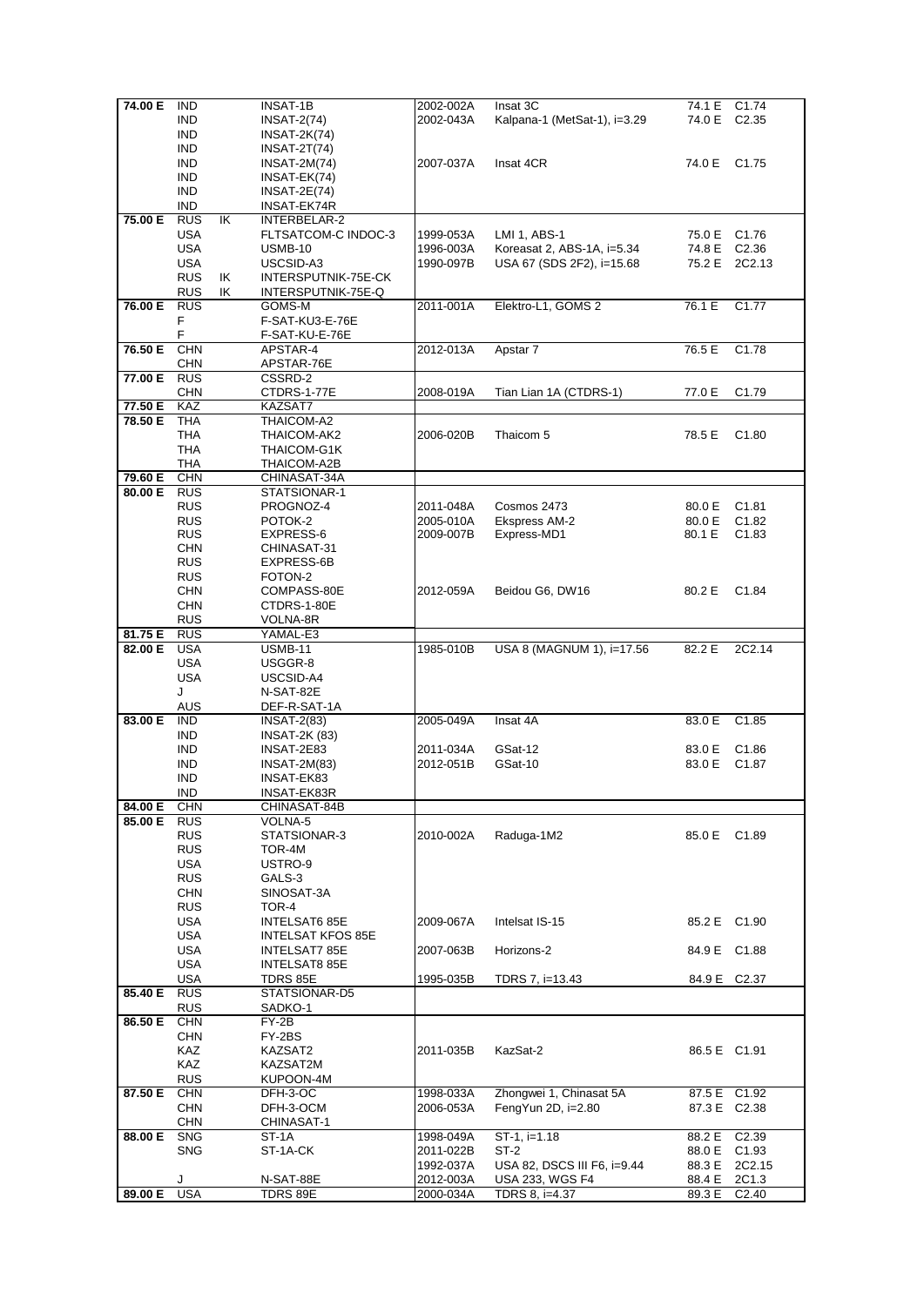| | | | | | | | |
|---|---|---|---|---|---|---|---|
| **74.00 E** | IND | | INSAT-1B | 2002-002A | Insat 3C | 74.1 E | C1.74 |
| | IND | | INSAT-2(74) | 2002-043A | Kalpana-1 (MetSat-1), i=3.29 | 74.0 E | C2.35 |
| | IND | | INSAT-2K(74) | | | | |
| | IND | | INSAT-2T(74) | | | | |
| | IND | | INSAT-2M(74) | 2007-037A | Insat 4CR | 74.0 E | C1.75 |
| | IND | | INSAT-EK(74) | | | | |
| | IND | | INSAT-2E(74) | | | | |
| | IND | | INSAT-EK74R | | | | |
| **75.00 E** | RUS | IK | INTERBELAR-2 | | | | |
| | USA | | FLTSATCOM-C INDOC-3 | 1999-053A | LMI 1, ABS-1 | 75.0 E | C1.76 |
| | USA | | USMB-10 | 1996-003A | Koreasat 2, ABS-1A, i=5.34 | 74.8 E | C2.36 |
| | USA | | USCSID-A3 | 1990-097B | USA 67 (SDS 2F2), i=15.68 | 75.2 E | 2C2.13 |
| | RUS | IK | INTERSPUTNIK-75E-CK | | | | |
| | RUS | IK | INTERSPUTNIK-75E-Q | | | | |
| **76.00 E** | RUS | | GOMS-M | 2011-001A | Elektro-L1, GOMS 2 | 76.1 E | C1.77 |
| | F | | F-SAT-KU3-E-76E | | | | |
| | F | | F-SAT-KU-E-76E | | | | |
| **76.50 E** | CHN | | APSTAR-4 | 2012-013A | Apstar 7 | 76.5 E | C1.78 |
| | CHN | | APSTAR-76E | | | | |
| **77.00 E** | RUS | | CSSRD-2 | | | | |
| | CHN | | CTDRS-1-77E | 2008-019A | Tian Lian 1A (CTDRS-1) | 77.0 E | C1.79 |
| **77.50 E** | KAZ | | KAZSAT7 | | | | |
| **78.50 E** | THA | | THAICOM-A2 | | | | |
| | THA | | THAICOM-AK2 | 2006-020B | Thaicom 5 | 78.5 E | C1.80 |
| | THA | | THAICOM-G1K | | | | |
| | THA | | THAICOM-A2B | | | | |
| **79.60 E** | CHN | | CHINASAT-34A | | | | |
| **80.00 E** | RUS | | STATSIONAR-1 | | | | |
| | RUS | | PROGNOZ-4 | 2011-048A | Cosmos 2473 | 80.0 E | C1.81 |
| | RUS | | POTOK-2 | 2005-010A | Ekspress AM-2 | 80.0 E | C1.82 |
| | RUS | | EXPRESS-6 | 2009-007B | Express-MD1 | 80.1 E | C1.83 |
| | CHN | | CHINASAT-31 | | | | |
| | RUS | | EXPRESS-6B | | | | |
| | RUS | | FOTON-2 | | | | |
| | CHN | | COMPASS-80E | 2012-059A | Beidou G6, DW16 | 80.2 E | C1.84 |
| | CHN | | CTDRS-1-80E | | | | |
| | RUS | | VOLNA-8R | | | | |
| **81.75 E** | RUS | | YAMAL-E3 | | | | |
| **82.00 E** | USA | | USMB-11 | 1985-010B | USA 8 (MAGNUM 1), i=17.56 | 82.2 E | 2C2.14 |
| | USA | | USGGR-8 | | | | |
| | USA | | USCSID-A4 | | | | |
| | J | | N-SAT-82E | | | | |
| | AUS | | DEF-R-SAT-1A | | | | |
| **83.00 E** | IND | | INSAT-2(83) | 2005-049A | Insat 4A | 83.0 E | C1.85 |
| | IND | | INSAT-2K (83) | | | | |
| | IND | | INSAT-2E83 | 2011-034A | GSat-12 | 83.0 E | C1.86 |
| | IND | | INSAT-2M(83) | 2012-051B | GSat-10 | 83.0 E | C1.87 |
| | IND | | INSAT-EK83 | | | | |
| | IND | | INSAT-EK83R | | | | |
| **84.00 E** | CHN | | CHINASAT-84B | | | | |
| **85.00 E** | RUS | | VOLNA-5 | | | | |
| | RUS | | STATSIONAR-3 | 2010-002A | Raduga-1M2 | 85.0 E | C1.89 |
| | RUS | | TOR-4M | | | | |
| | USA | | USTRO-9 | | | | |
| | RUS | | GALS-3 | | | | |
| | CHN | | SINOSAT-3A | | | | |
| | RUS | | TOR-4 | | | | |
| | USA | | INTELSAT6 85E | 2009-067A | Intelsat IS-15 | 85.2 E | C1.90 |
| | USA | | INTELSAT KFOS 85E | | | | |
| | USA | | INTELSAT7 85E | 2007-063B | Horizons-2 | 84.9 E | C1.88 |
| | USA | | INTELSAT8 85E | | | | |
| | USA | | TDRS 85E | 1995-035B | TDRS 7, i=13.43 | 84.9 E | C2.37 |
| **85.40 E** | RUS | | STATSIONAR-D5 | | | | |
| | RUS | | SADKO-1 | | | | |
| **86.50 E** | CHN | | FY-2B | | | | |
| | CHN | | FY-2BS | | | | |
| | KAZ | | KAZSAT2 | 2011-035B | KazSat-2 | 86.5 E | C1.91 |
| | KAZ | | KAZSAT2M | | | | |
| | RUS | | KUPOON-4M | | | | |
| **87.50 E** | CHN | | DFH-3-OC | 1998-033A | Zhongwei 1, Chinasat 5A | 87.5 E | C1.92 |
| | CHN | | DFH-3-OCM | 2006-053A | FengYun 2D, i=2.80 | 87.3 E | C2.38 |
| | CHN | | CHINASAT-1 | | | | |
| **88.00 E** | SNG | | ST-1A | 1998-049A | ST-1, i=1.18 | 88.2 E | C2.39 |
| | SNG | | ST-1A-CK | 2011-022B | ST-2 | 88.0 E | C1.93 |
| | | | | 1992-037A | USA 82, DSCS III F6, i=9.44 | 88.3 E | 2C2.15 |
| | J | | N-SAT-88E | 2012-003A | USA 233, WGS F4 | 88.4 E | 2C1.3 |
| **89.00 E** | USA | | TDRS 89E | 2000-034A | TDRS 8, i=4.37 | 89.3 E | C2.40 |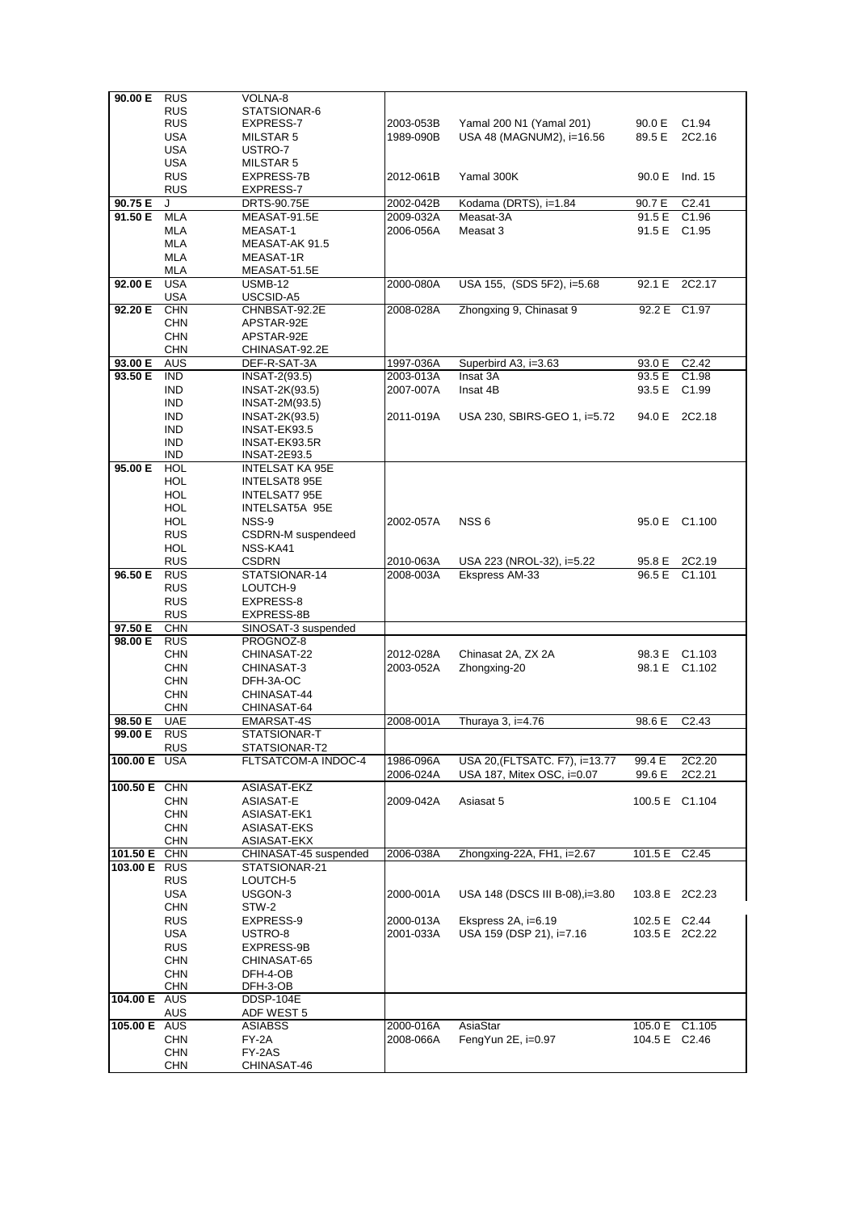| | | | | | | |
|---|---|---|---|---|---|---|
| 90.00 E | RUS | VOLNA-8 | | | | |
| | RUS | STATSIONAR-6 | | | | |
| | RUS | EXPRESS-7 | 2003-053B | Yamal 200 N1 (Yamal 201) | 90.0 E | C1.94 |
| | USA | MILSTAR 5 | 1989-090B | USA 48 (MAGNUM2), i=16.56 | 89.5 E | 2C2.16 |
| | USA | USTRO-7 | | | | |
| | USA | MILSTAR 5 | | | | |
| | RUS | EXPRESS-7B | 2012-061B | Yamal 300K | 90.0 E | Ind. 15 |
| | RUS | EXPRESS-7 | | | | |
| 90.75 E | J | DRTS-90.75E | 2002-042B | Kodama (DRTS), i=1.84 | 90.7 E | C2.41 |
| 91.50 E | MLA | MEASAT-91.5E | 2009-032A | Measat-3A | 91.5 E | C1.96 |
| | MLA | MEASAT-1 | 2006-056A | Measat 3 | 91.5 E | C1.95 |
| | MLA | MEASAT-AK 91.5 | | | | |
| | MLA | MEASAT-1R | | | | |
| | MLA | MEASAT-51.5E | | | | |
| 92.00 E | USA | USMB-12 | 2000-080A | USA 155, (SDS 5F2), i=5.68 | 92.1 E | 2C2.17 |
| | USA | USCSID-A5 | | | | |
| 92.20 E | CHN | CHNBSAT-92.2E | 2008-028A | Zhongxing 9, Chinasat 9 | 92.2 E | C1.97 |
| | CHN | APSTAR-92E | | | | |
| | CHN | APSTAR-92E | | | | |
| | CHN | CHINASAT-92.2E | | | | |
| 93.00 E | AUS | DEF-R-SAT-3A | 1997-036A | Superbird A3, i=3.63 | 93.0 E | C2.42 |
| 93.50 E | IND | INSAT-2(93.5) | 2003-013A | Insat 3A | 93.5 E | C1.98 |
| | IND | INSAT-2K(93.5) | 2007-007A | Insat 4B | 93.5 E | C1.99 |
| | IND | INSAT-2M(93.5) | | | | |
| | IND | INSAT-2K(93.5) | 2011-019A | USA 230, SBIRS-GEO 1, i=5.72 | 94.0 E | 2C2.18 |
| | IND | INSAT-EK93.5 | | | | |
| | IND | INSAT-EK93.5R | | | | |
| | IND | INSAT-2E93.5 | | | | |
| 95.00 E | HOL | INTELSAT KA 95E | | | | |
| | HOL | INTELSAT8 95E | | | | |
| | HOL | INTELSAT7 95E | | | | |
| | HOL | INTELSAT5A 95E | | | | |
| | HOL | NSS-9 | 2002-057A | NSS 6 | 95.0 E | C1.100 |
| | RUS | CSDRN-M suspendeed | | | | |
| | HOL | NSS-KA41 | | | | |
| | RUS | CSDRN | 2010-063A | USA 223 (NROL-32), i=5.22 | 95.8 E | 2C2.19 |
| 96.50 E | RUS | STATSIONAR-14 | 2008-003A | Ekspress AM-33 | 96.5 E | C1.101 |
| | RUS | LOUTCH-9 | | | | |
| | RUS | EXPRESS-8 | | | | |
| | RUS | EXPRESS-8B | | | | |
| 97.50 E | CHN | SINOSAT-3 suspended | | | | |
| 98.00 E | RUS | PROGNOZ-8 | | | | |
| | CHN | CHINASAT-22 | 2012-028A | Chinasat 2A, ZX 2A | 98.3 E | C1.103 |
| | CHN | CHINASAT-3 | 2003-052A | Zhongxing-20 | 98.1 E | C1.102 |
| | CHN | DFH-3A-OC | | | | |
| | CHN | CHINASAT-44 | | | | |
| | CHN | CHINASAT-64 | | | | |
| 98.50 E | UAE | EMARSAT-4S | 2008-001A | Thuraya 3, i=4.76 | 98.6 E | C2.43 |
| 99.00 E | RUS | STATSIONAR-T | | | | |
| | RUS | STATSIONAR-T2 | | | | |
| 100.00 E | USA | FLTSATCOM-A INDOC-4 | 1986-096A | USA 20,(FLTSATC. F7), i=13.77 | 99.4 E | 2C2.20 |
| | | | 2006-024A | USA 187, Mitex OSC, i=0.07 | 99.6 E | 2C2.21 |
| 100.50 E | CHN | ASIASAT-EKZ | | | | |
| | CHN | ASIASAT-E | 2009-042A | Asiasat 5 | 100.5 E | C1.104 |
| | CHN | ASIASAT-EK1 | | | | |
| | CHN | ASIASAT-EKS | | | | |
| | CHN | ASIASAT-EKX | | | | |
| 101.50 E | CHN | CHINASAT-45 suspended | 2006-038A | Zhongxing-22A, FH1, i=2.67 | 101.5 E | C2.45 |
| 103.00 E | RUS | STATSIONAR-21 | | | | |
| | RUS | LOUTCH-5 | | | | |
| | USA | USGON-3 | 2000-001A | USA 148 (DSCS III B-08),i=3.80 | 103.8 E | 2C2.23 |
| | CHN | STW-2 | | | | |
| | RUS | EXPRESS-9 | 2000-013A | Ekspress 2A, i=6.19 | 102.5 E | C2.44 |
| | USA | USTRO-8 | 2001-033A | USA 159 (DSP 21), i=7.16 | 103.5 E | 2C2.22 |
| | RUS | EXPRESS-9B | | | | |
| | CHN | CHINASAT-65 | | | | |
| | CHN | DFH-4-OB | | | | |
| | CHN | DFH-3-OB | | | | |
| 104.00 E | AUS | DDSP-104E | | | | |
| | AUS | ADF WEST 5 | | | | |
| 105.00 E | AUS | ASIABSS | 2000-016A | AsiaStar | 105.0 E | C1.105 |
| | CHN | FY-2A | 2008-066A | FengYun 2E, i=0.97 | 104.5 E | C2.46 |
| | CHN | FY-2AS | | | | |
| | CHN | CHINASAT-46 | | | | |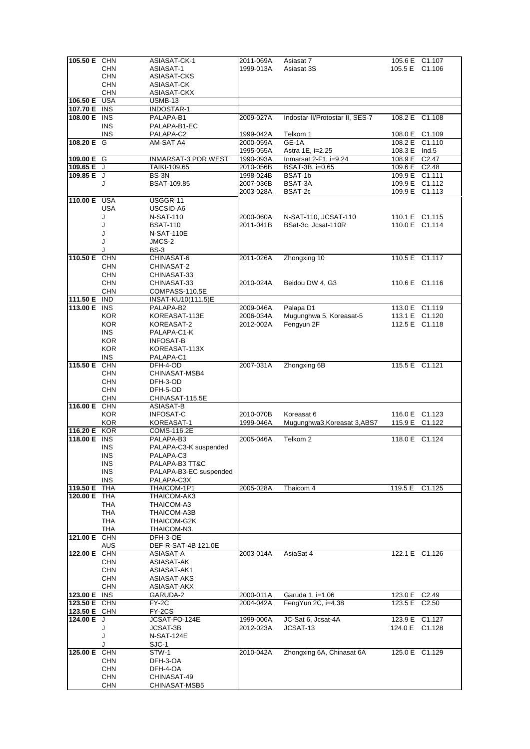| | | | | | | |
|---|---|---|---|---|---|---|
| **105.50 E** | CHN | ASIASAT-CK-1 | 2011-069A | Asiasat 7 | 105.6 E | C1.107 |
| | CHN | ASIASAT-1 | 1999-013A | Asiasat 3S | 105.5 E | C1.106 |
| | CHN | ASIASAT-CKS | | | | |
| | CHN | ASIASAT-CK | | | | |
| | CHN | ASIASAT-CKX | | | | |
| **106.50 E** | USA | USMB-13 | | | | |
| **107.70 E** | INS | INDOSTAR-1 | | | | |
| **108.00 E** | INS | PALAPA-B1 | 2009-027A | Indostar II/Protostar II, SES-7 | 108.2 E | C1.108 |
| | INS | PALAPA-B1-EC | | | | |
| | INS | PALAPA-C2 | 1999-042A | Telkom 1 | 108.0 E | C1.109 |
| **108.20 E** | G | AM-SAT A4 | 2000-059A | GE-1A | 108.2 E | C1.110 |
| | | | 1995-055A | Astra 1E, i=2.25 | 108.3 E | Ind.5 |
| **109.00 E** | G | INMARSAT-3 POR WEST | 1990-093A | Inmarsat 2-F1, i=9.24 | 108.9 E | C2.47 |
| **109.65 E** | J | TAIKI-109.65 | 2010-056B | BSAT-3B, i=0.65 | 109.6 E | C2.48 |
| **109.85 E** | J | BS-3N | 1998-024B | BSAT-1b | 109.9 E | C1.111 |
| | J | BSAT-109.85 | 2007-036B | BSAT-3A | 109.9 E | C1.112 |
| | | | 2003-028A | BSAT-2c | 109.9 E | C1.113 |
| **110.00 E** | USA | USGGR-11 | | | | |
| | USA | USCSID-A6 | | | | |
| | J | N-SAT-110 | 2000-060A | N-SAT-110, JCSAT-110 | 110.1 E | C1.115 |
| | J | BSAT-110 | 2011-041B | BSat-3c, Jcsat-110R | 110.0 E | C1.114 |
| | J | N-SAT-110E | | | | |
| | J | JMCS-2 | | | | |
| | J | BS-3 | | | | |
| **110.50 E** | CHN | CHINASAT-6 | 2011-026A | Zhongxing 10 | 110.5 E | C1.117 |
| | CHN | CHINASAT-2 | | | | |
| | CHN | CHINASAT-33 | | | | |
| | CHN | CHINASAT-33 | 2010-024A | Beidou DW 4, G3 | 110.6 E | C1.116 |
| | CHN | COMPASS-110.5E | | | | |
| **111.50 E** | IND | INSAT-KU10(111.5)E | | | | |
| **113.00 E** | INS | PALAPA-B2 | 2009-046A | Palapa D1 | 113.0 E | C1.119 |
| | KOR | KOREASAT-113E | 2006-034A | Mugunghwa 5, Koreasat-5 | 113.1 E | C1.120 |
| | KOR | KOREASAT-2 | 2012-002A | Fengyun 2F | 112.5 E | C1.118 |
| | INS | PALAPA-C1-K | | | | |
| | KOR | INFOSAT-B | | | | |
| | KOR | KOREASAT-113X | | | | |
| | INS | PALAPA-C1 | | | | |
| **115.50 E** | CHN | DFH-4-OD | 2007-031A | Zhongxing 6B | 115.5 E | C1.121 |
| | CHN | CHINASAT-MSB4 | | | | |
| | CHN | DFH-3-OD | | | | |
| | CHN | DFH-5-OD | | | | |
| | CHN | CHINASAT-115.5E | | | | |
| **116.00 E** | CHN | ASIASAT-B | | | | |
| | KOR | INFOSAT-C | 2010-070B | Koreasat 6 | 116.0 E | C1.123 |
| | KOR | KOREASAT-1 | 1999-046A | Mugunghwa3,Koreasat 3,ABS7 | 115.9 E | C1.122 |
| **116.20 E** | KOR | COMS-116.2E | | | | |
| **118.00 E** | INS | PALAPA-B3 | 2005-046A | Telkom 2 | 118.0 E | C1.124 |
| | INS | PALAPA-C3-K suspended | | | | |
| | INS | PALAPA-C3 | | | | |
| | INS | PALAPA-B3 TT&C | | | | |
| | INS | PALAPA-B3-EC suspended | | | | |
| | INS | PALAPA-C3X | | | | |
| **119.50 E** | THA | THAICOM-1P1 | 2005-028A | Thaicom 4 | 119.5 E | C1.125 |
| **120.00 E** | THA | THAICOM-AK3 | | | | |
| | THA | THAICOM-A3 | | | | |
| | THA | THAICOM-A3B | | | | |
| | THA | THAICOM-G2K | | | | |
| | THA | THAICOM-N3. | | | | |
| **121.00 E** | CHN | DFH-3-OE | | | | |
| | AUS | DEF-R-SAT-4B 121.0E | | | | |
| **122.00 E** | CHN | ASIASAT-A | 2003-014A | AsiaSat 4 | 122.1 E | C1.126 |
| | CHN | ASIASAT-AK | | | | |
| | CHN | ASIASAT-AK1 | | | | |
| | CHN | ASIASAT-AKS | | | | |
| | CHN | ASIASAT-AKX | | | | |
| **123.00 E** | INS | GARUDA-2 | 2000-011A | Garuda 1, i=1.06 | 123.0 E | C2.49 |
| **123.50 E** | CHN | FY-2C | 2004-042A | FengYun 2C, i=4.38 | 123.5 E | C2.50 |
| **123.50 E** | CHN | FY-2CS | | | | |
| **124.00 E** | J | JCSAT-FO-124E | 1999-006A | JC-Sat 6, Jcsat-4A | 123.9 E | C1.127 |
| | J | JCSAT-3B | 2012-023A | JCSAT-13 | 124.0 E | C1.128 |
| | J | N-SAT-124E | | | | |
| | J | SJC-1 | | | | |
| **125.00 E** | CHN | STW-1 | 2010-042A | Zhongxing 6A, Chinasat 6A | 125.0 E | C1.129 |
| | CHN | DFH-3-OA | | | | |
| | CHN | DFH-4-OA | | | | |
| | CHN | CHINASAT-49 | | | | |
| | CHN | CHINASAT-MSB5 | | | | |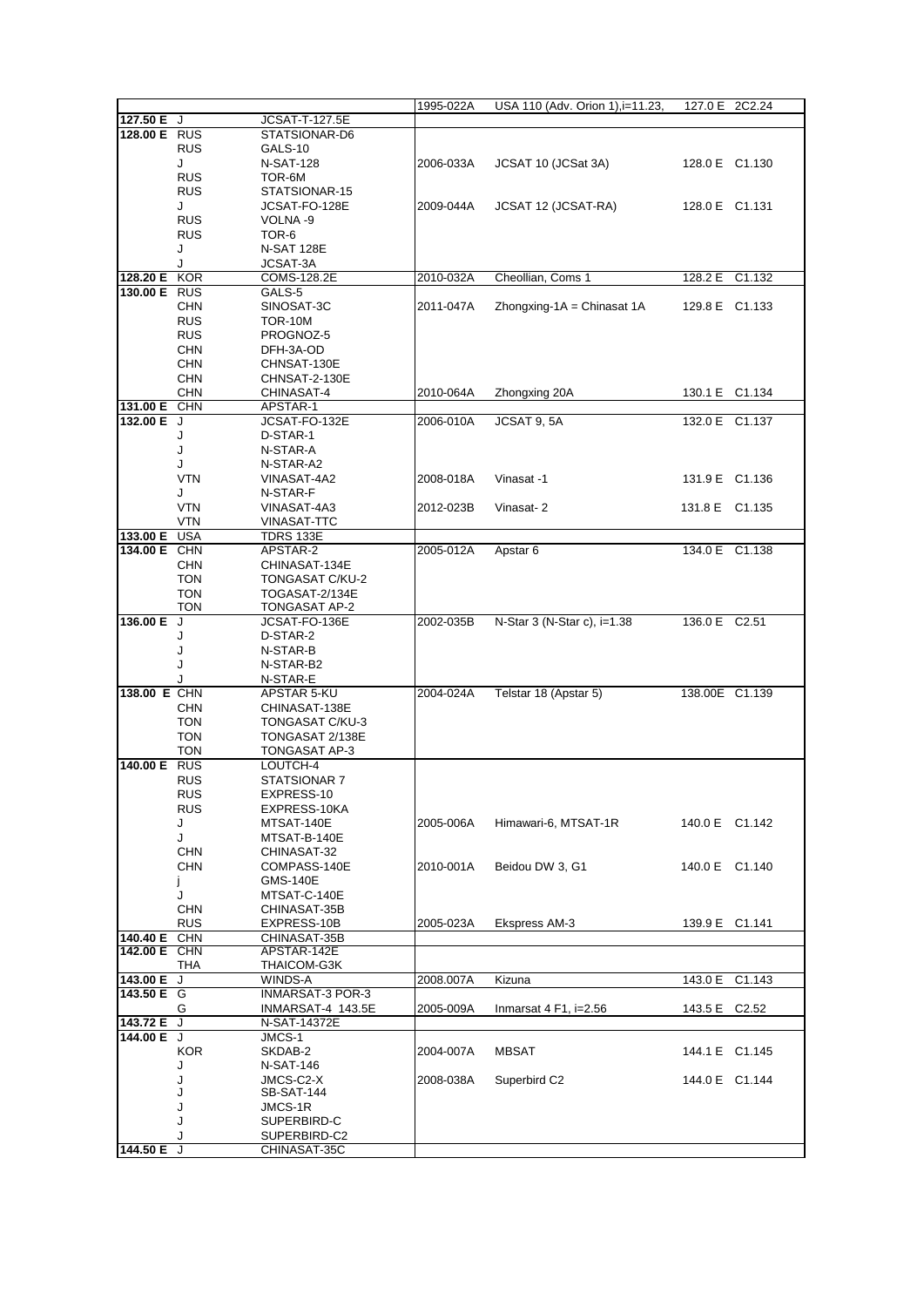| | | | | | | |
|---|---|---|---|---|---|---|
| | | | 1995-022A | USA 110 (Adv. Orion 1),i=11.23, | 127.0 E | 2C2.24 |
| **127.50 E** | J | JCSAT-T-127.5E | | | | |
| **128.00 E** | RUS | STATSIONAR-D6 | | | | |
| | RUS | GALS-10 | | | | |
| | J | N-SAT-128 | 2006-033A | JCSAT 10 (JCSat 3A) | 128.0 E | C1.130 |
| | RUS | TOR-6M | | | | |
| | RUS | STATSIONAR-15 | | | | |
| | J | JCSAT-FO-128E | 2009-044A | JCSAT 12 (JCSAT-RA) | 128.0 E | C1.131 |
| | RUS | VOLNA -9 | | | | |
| | RUS | TOR-6 | | | | |
| | J | N-SAT 128E | | | | |
| | J | JCSAT-3A | | | | |
| **128.20 E** | KOR | COMS-128.2E | 2010-032A | Cheollian, Coms 1 | 128.2 E | C1.132 |
| **130.00 E** | RUS | GALS-5 | | | | |
| | CHN | SINOSAT-3C | 2011-047A | Zhongxing-1A = Chinasat 1A | 129.8 E | C1.133 |
| | RUS | TOR-10M | | | | |
| | RUS | PROGNOZ-5 | | | | |
| | CHN | DFH-3A-OD | | | | |
| | CHN | CHNSAT-130E | | | | |
| | CHN | CHNSAT-2-130E | | | | |
| | CHN | CHINASAT-4 | 2010-064A | Zhongxing 20A | 130.1 E | C1.134 |
| **131.00 E** | CHN | APSTAR-1 | | | | |
| **132.00 E** | J | JCSAT-FO-132E | 2006-010A | JCSAT 9, 5A | 132.0 E | C1.137 |
| | J | D-STAR-1 | | | | |
| | J | N-STAR-A | | | | |
| | J | N-STAR-A2 | | | | |
| | VTN | VINASAT-4A2 | 2008-018A | Vinasat -1 | 131.9 E | C1.136 |
| | J | N-STAR-F | | | | |
| | VTN | VINASAT-4A3 | 2012-023B | Vinasat- 2 | 131.8 E | C1.135 |
| | VTN | VINASAT-TTC | | | | |
| **133.00 E** | USA | TDRS 133E | | | | |
| **134.00 E** | CHN | APSTAR-2 | 2005-012A | Apstar 6 | 134.0 E | C1.138 |
| | CHN | CHINASAT-134E | | | | |
| | TON | TONGASAT C/KU-2 | | | | |
| | TON | TOGASAT-2/134E | | | | |
| | TON | TONGASAT AP-2 | | | | |
| **136.00 E** | J | JCSAT-FO-136E | 2002-035B | N-Star 3 (N-Star c), i=1.38 | 136.0 E | C2.51 |
| | J | D-STAR-2 | | | | |
| | J | N-STAR-B | | | | |
| | J | N-STAR-B2 | | | | |
| | J | N-STAR-E | | | | |
| **138.00 E** | CHN | APSTAR 5-KU | 2004-024A | Telstar 18 (Apstar 5) | 138.00E | C1.139 |
| | CHN | CHINASAT-138E | | | | |
| | TON | TONGASAT C/KU-3 | | | | |
| | TON | TONGASAT 2/138E | | | | |
| | TON | TONGASAT AP-3 | | | | |
| **140.00 E** | RUS | LOUTCH-4 | | | | |
| | RUS | STATSIONAR 7 | | | | |
| | RUS | EXPRESS-10 | | | | |
| | RUS | EXPRESS-10KA | | | | |
| | J | MTSAT-140E | 2005-006A | Himawari-6, MTSAT-1R | 140.0 E | C1.142 |
| | J | MTSAT-B-140E | | | | |
| | CHN | CHINASAT-32 | | | | |
| | CHN | COMPASS-140E | 2010-001A | Beidou DW 3, G1 | 140.0 E | C1.140 |
| | j | GMS-140E | | | | |
| | J | MTSAT-C-140E | | | | |
| | CHN | CHINASAT-35B | | | | |
| | RUS | EXPRESS-10B | 2005-023A | Ekspress AM-3 | 139.9 E | C1.141 |
| **140.40 E** | CHN | CHINASAT-35B | | | | |
| **142.00 E** | CHN | APSTAR-142E | | | | |
| | THA | THAICOM-G3K | | | | |
| **143.00 E** | J | WINDS-A | 2008.007A | Kizuna | 143.0 E | C1.143 |
| **143.50 E** | G | INMARSAT-3 POR-3 | | | | |
| | G | INMARSAT-4 143.5E | 2005-009A | Inmarsat 4 F1, i=2.56 | 143.5 E | C2.52 |
| **143.72 E** | J | N-SAT-14372E | | | | |
| **144.00 E** | J | JMCS-1 | | | | |
| | KOR | SKDAB-2 | 2004-007A | MBSAT | 144.1 E | C1.145 |
| | J | N-SAT-146 | | | | |
| | J | JMCS-C2-X | 2008-038A | Superbird C2 | 144.0 E | C1.144 |
| | J | SB-SAT-144 | | | | |
| | J | JMCS-1R | | | | |
| | J | SUPERBIRD-C | | | | |
| | J | SUPERBIRD-C2 | | | | |
| **144.50 E** | J | CHINASAT-35C | | | | |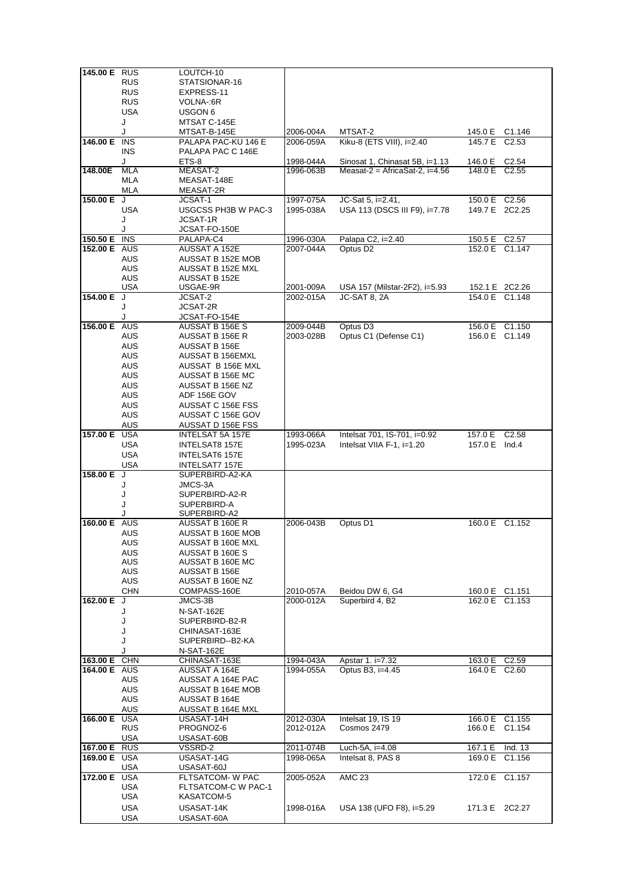| | | | | | | |
|---|---|---|---|---|---|---|
| **145.00 E** | RUS | LOUTCH-10 | | | | |
| | RUS | STATSIONAR-16 | | | | |
| | RUS | EXPRESS-11 | | | | |
| | RUS | VOLNA-:6R | | | | |
| | USA | USGON 6 | | | | |
| | J | MTSAT C-145E | | | | |
| | J | MTSAT-B-145E | 2006-004A | MTSAT-2 | 145.0 E | C1.146 |
| **146.00 E** | INS | PALAPA PAC-KU 146 E | 2006-059A | Kiku-8 (ETS VIII), i=2.40 | 145.7 E | C2.53 |
| | INS | PALAPA PAC C 146E | | | | |
| | J | ETS-8 | 1998-044A | Sinosat 1, Chinasat 5B, i=1.13 | 146.0 E | C2.54 |
| **148.00E** | MLA | MEASAT-2 | 1996-063B | Measat-2 = AfricaSat-2, i=4.56 | 148.0 E | C2.55 |
| | MLA | MEASAT-148E | | | | |
| | MLA | MEASAT-2R | | | | |
| **150.00 E** | J | JCSAT-1 | 1997-075A | JC-Sat 5, i=2.41, | 150.0 E | C2.56 |
| | USA | USGCSS PH3B W PAC-3 | 1995-038A | USA 113 (DSCS III F9), i=7.78 | 149.7 E | 2C2.25 |
| | J | JCSAT-1R | | | | |
| | J | JCSAT-FO-150E | | | | |
| **150.50 E** | INS | PALAPA-C4 | 1996-030A | Palapa C2, i=2.40 | 150.5 E | C2.57 |
| **152.00 E** | AUS | AUSSAT A 152E | 2007-044A | Optus D2 | 152.0 E | C1.147 |
| | AUS | AUSSAT B 152E MOB | | | | |
| | AUS | AUSSAT B 152E MXL | | | | |
| | AUS | AUSSAT B 152E | | | | |
| | USA | USGAE-9R | 2001-009A | USA 157 (Milstar-2F2), i=5.93 | 152.1 E | 2C2.26 |
| **154.00 E** | J | JCSAT-2 | 2002-015A | JC-SAT 8, 2A | 154.0 E | C1.148 |
| | J | JCSAT-2R | | | | |
| | J | JCSAT-FO-154E | | | | |
| **156.00 E** | AUS | AUSSAT B 156E S | 2009-044B | Optus D3 | 156.0 E | C1.150 |
| | AUS | AUSSAT B 156E R | 2003-028B | Optus C1 (Defense C1) | 156.0 E | C1.149 |
| | AUS | AUSSAT B 156E | | | | |
| | AUS | AUSSAT B 156EMXL | | | | |
| | AUS | AUSSAT B 156E MXL | | | | |
| | AUS | AUSSAT B 156E MC | | | | |
| | AUS | AUSSAT B 156E NZ | | | | |
| | AUS | ADF 156E GOV | | | | |
| | AUS | AUSSAT C 156E FSS | | | | |
| | AUS | AUSSAT C 156E GOV | | | | |
| | AUS | AUSSAT D 156E FSS | | | | |
| **157.00 E** | USA | INTELSAT 5A 157E | 1993-066A | Intelsat 701, IS-701, i=0.92 | 157.0 E | C2.58 |
| | USA | INTELSAT8 157E | 1995-023A | Intelsat VIIA F-1, i=1.20 | 157.0 E | Ind.4 |
| | USA | INTELSAT6 157E | | | | |
| | USA | INTELSAT7 157E | | | | |
| **158.00 E** | J | SUPERBIRD-A2-KA | | | | |
| | J | JMCS-3A | | | | |
| | J | SUPERBIRD-A2-R | | | | |
| | J | SUPERBIRD-A | | | | |
| | J | SUPERBIRD-A2 | | | | |
| **160.00 E** | AUS | AUSSAT B 160E R | 2006-043B | Optus D1 | 160.0 E | C1.152 |
| | AUS | AUSSAT B 160E MOB | | | | |
| | AUS | AUSSAT B 160E MXL | | | | |
| | AUS | AUSSAT B 160E S | | | | |
| | AUS | AUSSAT B 160E MC | | | | |
| | AUS | AUSSAT B 156E | | | | |
| | AUS | AUSSAT B 160E NZ | | | | |
| | CHN | COMPASS-160E | 2010-057A | Beidou DW 6, G4 | 160.0 E | C1.151 |
| **162.00 E** | J | JMCS-3B | 2000-012A | Superbird 4, B2 | 162.0 E | C1.153 |
| | J | N-SAT-162E | | | | |
| | J | SUPERBIRD-B2-R | | | | |
| | J | CHINASAT-163E | | | | |
| | J | SUPERBIRD--B2-KA | | | | |
| | J | N-SAT-162E | | | | |
| **163.00 E** | CHN | CHINASAT-163E | 1994-043A | Apstar 1. i=7.32 | 163.0 E | C2.59 |
| **164.00 E** | AUS | AUSSAT A 164E | 1994-055A | Optus B3, i=4.45 | 164.0 E | C2.60 |
| | AUS | AUSSAT A 164E PAC | | | | |
| | AUS | AUSSAT B 164E MOB | | | | |
| | AUS | AUSSAT B 164E | | | | |
| | AUS | AUSSAT B 164E MXL | | | | |
| **166.00 E** | USA | USASAT-14H | 2012-030A | Intelsat 19, IS 19 | 166.0 E | C1.155 |
| | RUS | PROGNOZ-6 | 2012-012A | Cosmos 2479 | 166.0 E | C1.154 |
| | USA | USASAT-60B | | | | |
| **167.00 E** | RUS | VSSRD-2 | 2011-074B | Luch-5A, i=4.08 | 167.1 E | Ind. 13 |
| **169.00 E** | USA | USASAT-14G | 1998-065A | Intelsat 8, PAS 8 | 169.0 E | C1.156 |
| | USA | USASAT-60J | | | | |
| **172.00 E** | USA | FLTSATCOM- W PAC | 2005-052A | AMC 23 | 172.0 E | C1.157 |
| | USA | FLTSATCOM-C W PAC-1 | | | | |
| | USA | KASATCOM-5 | | | | |
| | USA | USASAT-14K | 1998-016A | USA 138 (UFO F8), i=5.29 | 171.3 E | 2C2.27 |
| | USA | USASAT-60A | | | | |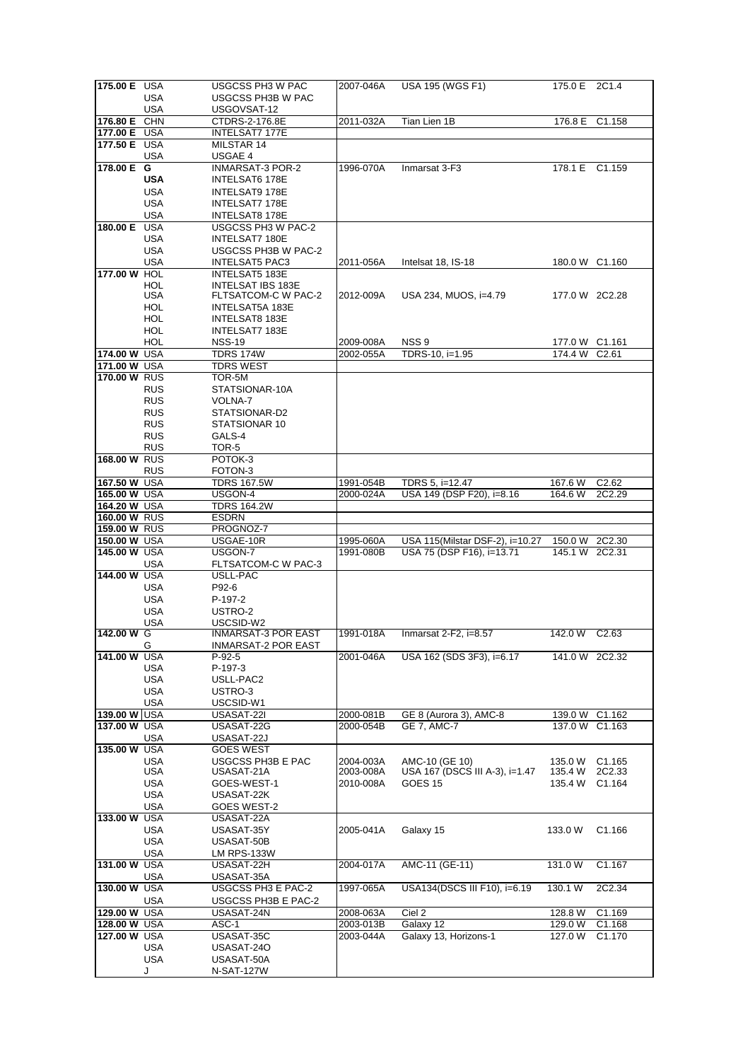| | | | | | | |
|---|---|---|---|---|---|---|
| **175.00 E** | USA | USGCSS PH3 W PAC | 2007-046A | USA 195 (WGS F1) | 175.0 E | 2C1.4 |
| | USA | USGCSS PH3B W PAC | | | | |
| | USA | USGOVSAT-12 | | | | |
| **176.80 E** | CHN | CTDRS-2-176.8E | 2011-032A | Tian Lien 1B | 176.8 E | C1.158 |
| **177.00 E** | USA | INTELSAT7 177E | | | | |
| **177.50 E** | USA | MILSTAR 14 | | | | |
| | USA | USGAE 4 | | | | |
| **178.00 E** | **G** | INMARSAT-3 POR-2 | 1996-070A | Inmarsat 3-F3 | 178.1 E | C1.159 |
| | **USA** | INTELSAT6 178E | | | | |
| | USA | INTELSAT9 178E | | | | |
| | USA | INTELSAT7 178E | | | | |
| | USA | INTELSAT8 178E | | | | |
| **180.00 E** | USA | USGCSS PH3 W PAC-2 | | | | |
| | USA | INTELSAT7 180E | | | | |
| | USA | USGCSS PH3B W PAC-2 | | | | |
| | USA | INTELSAT5 PAC3 | 2011-056A | Intelsat 18, IS-18 | 180.0 W | C1.160 |
| **177.00 W** | HOL | INTELSAT5 183E | | | | |
| | HOL | INTELSAT IBS 183E | | | | |
| | USA | FLTSATCOM-C W PAC-2 | 2012-009A | USA 234, MUOS, i=4.79 | 177.0 W | 2C2.28 |
| | HOL | INTELSAT5A 183E | | | | |
| | HOL | INTELSAT8 183E | | | | |
| | HOL | INTELSAT7 183E | | | | |
| | HOL | NSS-19 | 2009-008A | NSS 9 | 177.0 W | C1.161 |
| **174.00 W** | USA | TDRS 174W | 2002-055A | TDRS-10, i=1.95 | 174.4 W | C2.61 |
| **171.00 W** | USA | TDRS WEST | | | | |
| **170.00 W** | RUS | TOR-5M | | | | |
| | RUS | STATSIONAR-10A | | | | |
| | RUS | VOLNA-7 | | | | |
| | RUS | STATSIONAR-D2 | | | | |
| | RUS | STATSIONAR 10 | | | | |
| | RUS | GALS-4 | | | | |
| | RUS | TOR-5 | | | | |
| **168.00 W** | RUS | POTOK-3 | | | | |
| | RUS | FOTON-3 | | | | |
| **167.50 W** | USA | TDRS 167.5W | 1991-054B | TDRS 5, i=12.47 | 167.6 W | C2.62 |
| **165.00 W** | USA | USGON-4 | 2000-024A | USA 149 (DSP F20), i=8.16 | 164.6 W | 2C2.29 |
| **164.20 W** | USA | TDRS 164.2W | | | | |
| **160.00 W** | RUS | ESDRN | | | | |
| **159.00 W** | RUS | PROGNOZ-7 | | | | |
| **150.00 W** | USA | USGAE-10R | 1995-060A | USA 115(Milstar DSF-2), i=10.27 | 150.0 W | 2C2.30 |
| **145.00 W** | USA | USGON-7 | 1991-080B | USA 75 (DSP F16), i=13.71 | 145.1 W | 2C2.31 |
| | USA | FLTSATCOM-C W PAC-3 | | | | |
| **144.00 W** | USA | USLL-PAC | | | | |
| | USA | P92-6 | | | | |
| | USA | P-197-2 | | | | |
| | USA | USTRO-2 | | | | |
| | USA | USCSID-W2 | | | | |
| **142.00 W** | G | INMARSAT-3 POR EAST | 1991-018A | Inmarsat 2-F2, i=8.57 | 142.0 W | C2.63 |
| | G | INMARSAT-2 POR EAST | | | | |
| **141.00 W** | USA | P-92-5 | 2001-046A | USA 162 (SDS 3F3), i=6.17 | 141.0 W | 2C2.32 |
| | USA | P-197-3 | | | | |
| | USA | USLL-PAC2 | | | | |
| | USA | USTRO-3 | | | | |
| | USA | USCSID-W1 | | | | |
| **139.00 W** | USA | USASAT-22I | 2000-081B | GE 8 (Aurora 3), AMC-8 | 139.0 W | C1.162 |
| **137.00 W** | USA | USASAT-22G | 2000-054B | GE 7, AMC-7 | 137.0 W | C1.163 |
| | USA | USASAT-22J | | | | |
| **135.00 W** | USA | GOES WEST | | | | |
| | USA | USGCSS PH3B E PAC | 2004-003A | AMC-10 (GE 10) | 135.0 W | C1.165 |
| | USA | USASAT-21A | 2003-008A | USA 167 (DSCS III A-3), i=1.47 | 135.4 W | 2C2.33 |
| | USA | GOES-WEST-1 | 2010-008A | GOES 15 | 135.4 W | C1.164 |
| | USA | USASAT-22K | | | | |
| | USA | GOES WEST-2 | | | | |
| **133.00 W** | USA | USASAT-22A | | | | |
| | USA | USASAT-35Y | 2005-041A | Galaxy 15 | 133.0 W | C1.166 |
| | USA | USASAT-50B | | | | |
| | USA | LM RPS-133W | | | | |
| **131.00 W** | USA | USASAT-22H | 2004-017A | AMC-11 (GE-11) | 131.0 W | C1.167 |
| | USA | USASAT-35A | | | | |
| **130.00 W** | USA | USGCSS PH3 E PAC-2 | 1997-065A | USA134(DSCS III F10), i=6.19 | 130.1 W | 2C2.34 |
| | USA | USGCSS PH3B E PAC-2 | | | | |
| **129.00 W** | USA | USASAT-24N | 2008-063A | Ciel 2 | 128.8 W | C1.169 |
| **128.00 W** | USA | ASC-1 | 2003-013B | Galaxy 12 | 129.0 W | C1.168 |
| **127.00 W** | USA | USASAT-35C | 2003-044A | Galaxy 13, Horizons-1 | 127.0 W | C1.170 |
| | USA | USASAT-24O | | | | |
| | USA | USASAT-50A | | | | |
| | J | N-SAT-127W | | | | |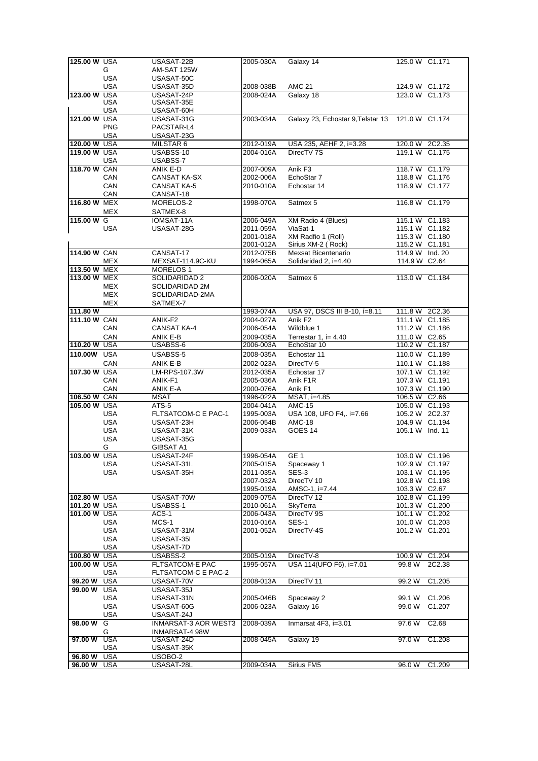| | | | | | | |
|---|---|---|---|---|---|---|
| 125.00 W | USA | USASAT-22B | 2005-030A | Galaxy 14 | 125.0 W | C1.171 |
| | G | AM-SAT 125W | | | | |
| | USA | USASAT-50C | | | | |
| | USA | USASAT-35D | 2008-038B | AMC 21 | 124.9 W | C1.172 |
| 123.00 W | USA | USASAT-24P | 2008-024A | Galaxy 18 | 123.0 W | C1.173 |
| | USA | USASAT-35E | | | | |
| | USA | USASAT-60H | | | | |
| 121.00 W | USA | USASAT-31G | 2003-034A | Galaxy 23, Echostar 9,Telstar 13 | 121.0 W | C1.174 |
| | PNG | PACSTAR-L4 | | | | |
| | USA | USASAT-23G | | | | |
| 120.00 W | USA | MILSTAR 6 | 2012-019A | USA 235, AEHF 2, i=3.28 | 120.0 W | 2C2.35 |
| 119.00 W | USA | USABSS-10 | 2004-016A | DirecTV 7S | 119.1 W | C1.175 |
| | USA | USABSS-7 | | | | |
| 118.70 W | CAN | ANIK E-D | 2007-009A | Anik F3 | 118.7 W | C1.179 |
| | CAN | CANSAT KA-SX | 2002-006A | EchoStar 7 | 118.8 W | C1.176 |
| | CAN | CANSAT KA-5 | 2010-010A | Echostar 14 | 118.9 W | C1.177 |
| | CAN | CANSAT-18 | | | | |
| 116.80 W | MEX | MORELOS-2 | 1998-070A | Satmex 5 | 116.8 W | C1.179 |
| | MEX | SATMEX-8 | | | | |
| 115.00 W | G | IOMSAT-11A | 2006-049A | XM Radio 4 (Blues) | 115.1 W | C1.183 |
| | USA | USASAT-28G | 2011-059A | ViaSat-1 | 115.1 W | C1.182 |
| | | | 2001-018A | XM Radfio 1 (Roll) | 115.3 W | C1.180 |
| | | | 2001-012A | Sirius XM-2 ( Rock) | 115.2 W | C1.181 |
| 114.90 W | CAN | CANSAT-17 | 2012-075B | Mexsat Bicentenario | 114.9 W | Ind. 20 |
| | MEX | MEXSAT-114.9C-KU | 1994-065A | Solidaridad 2, i=4.40 | 114.9 W | C2.64 |
| 113.50 W | MEX | MORELOS 1 | | | | |
| 113.00 W | MEX | SOLIDARIDAD 2 | 2006-020A | Satmex 6 | 113.0 W | C1.184 |
| | MEX | SOLIDARIDAD 2M | | | | |
| | MEX | SOLIDARIDAD-2MA | | | | |
| | MEX | SATMEX-7 | | | | |
| 111.80 W | | | 1993-074A | USA 97, DSCS III B-10, í=8.11 | 111.8 W | 2C2.36 |
| 111.10 W | CAN | ANIK-F2 | 2004-027A | Anik F2 | 111.1 W | C1.185 |
| | CAN | CANSAT KA-4 | 2006-054A | Wildblue 1 | 111.2 W | C1.186 |
| | CAN | ANIK E-B | 2009-035A | Terrestar 1, i= 4.40 | 111.0 W | C2.65 |
| 110.20 W | USA | USABSS-6 | 2006-003A | EchoStar 10 | 110.2 W | C1.187 |
| 110.00W | USA | USABSS-5 | 2008-035A | Echostar 11 | 110.0 W | C1.189 |
| | CAN | ANIK E-B | 2002-023A | DirecTV-5 | 110.1 W | C1.188 |
| 107.30 W | USA | LM-RPS-107.3W | 2012-035A | Echostar 17 | 107.1 W | C1.192 |
| | CAN | ANIK-F1 | 2005-036A | Anik F1R | 107.3 W | C1.191 |
| | CAN | ANIK E-A | 2000-076A | Anik F1 | 107.3 W | C1.190 |
| 106.50 W | CAN | MSAT | 1996-022A | MSAT, i=4.85 | 106.5 W | C2.66 |
| 105.00 W | USA | ATS-5 | 2004-041A | AMC-15 | 105.0 W | C1.193 |
| | USA | FLTSATCOM-C E PAC-1 | 1995-003A | USA 108, UFO F4,. i=7.66 | 105.2 W | 2C2.37 |
| | USA | USASAT-23H | 2006-054B | AMC-18 | 104.9 W | C1.194 |
| | USA | USASAT-31K | 2009-033A | GOES 14 | 105.1 W | Ind. 11 |
| | USA | USASAT-35G | | | | |
| | G | GIBSAT A1 | | | | |
| 103.00 W | USA | USASAT-24F | 1996-054A | GE 1 | 103.0 W | C1.196 |
| | USA | USASAT-31L | 2005-015A | Spaceway 1 | 102.9 W | C1.197 |
| | USA | USASAT-35H | 2011-035A | SES-3 | 103.1 W | C1.195 |
| | | | 2007-032A | DirecTV 10 | 102.8 W | C1.198 |
| | | | 1995-019A | AMSC-1, i=7.44 | 103.3 W | C2.67 |
| 102.80 W | USA | USASAT-70W | 2009-075A | DirecTV 12 | 102.8 W | C1.199 |
| 101.20 W | USA | USABSS-1 | 2010-061A | SkyTerra | 101.3 W | C1.200 |
| 101.00 W | USA | ACS-1 | 2006-043A | DirecTV 9S | 101.1 W | C1.202 |
| | USA | MCS-1 | 2010-016A | SES-1 | 101.0 W | C1.203 |
| | USA | USASAT-31M | 2001-052A | DirecTV-4S | 101.2 W | C1.201 |
| | USA | USASAT-35I | | | | |
| | USA | USASAT-7D | | | | |
| 100.80 W | USA | USABSS-2 | 2005-019A | DirecTV-8 | 100.9 W | C1.204 |
| 100.00 W | USA | FLTSATCOM-E PAC | 1995-057A | USA 114(UFO F6), i=7.01 | 99.8 W | 2C2.38 |
| | USA | FLTSATCOM-C E PAC-2 | | | | |
| 99.20 W | USA | USASAT-70V | 2008-013A | DirecTV 11 | 99.2 W | C1.205 |
| 99.00 W | USA | USASAT-35J | | | | |
| | USA | USASAT-31N | 2005-046B | Spaceway 2 | 99.1 W | C1.206 |
| | USA | USASAT-60G | 2006-023A | Galaxy 16 | 99.0 W | C1.207 |
| | USA | USASAT-24J | | | | |
| 98.00 W | G | INMARSAT-3 AOR WEST3 | 2008-039A | Inmarsat 4F3, i=3.01 | 97.6 W | C2.68 |
| | G | INMARSAT-4 98W | | | | |
| 97.00 W | USA | USASAT-24D | 2008-045A | Galaxy 19 | 97.0 W | C1.208 |
| | USA | USASAT-35K | | | | |
| 96.80 W | USA | USOBO-2 | | | | |
| 96.00 W | USA | USASAT-28L | 2009-034A | Sirius FM5 | 96.0 W | C1.209 |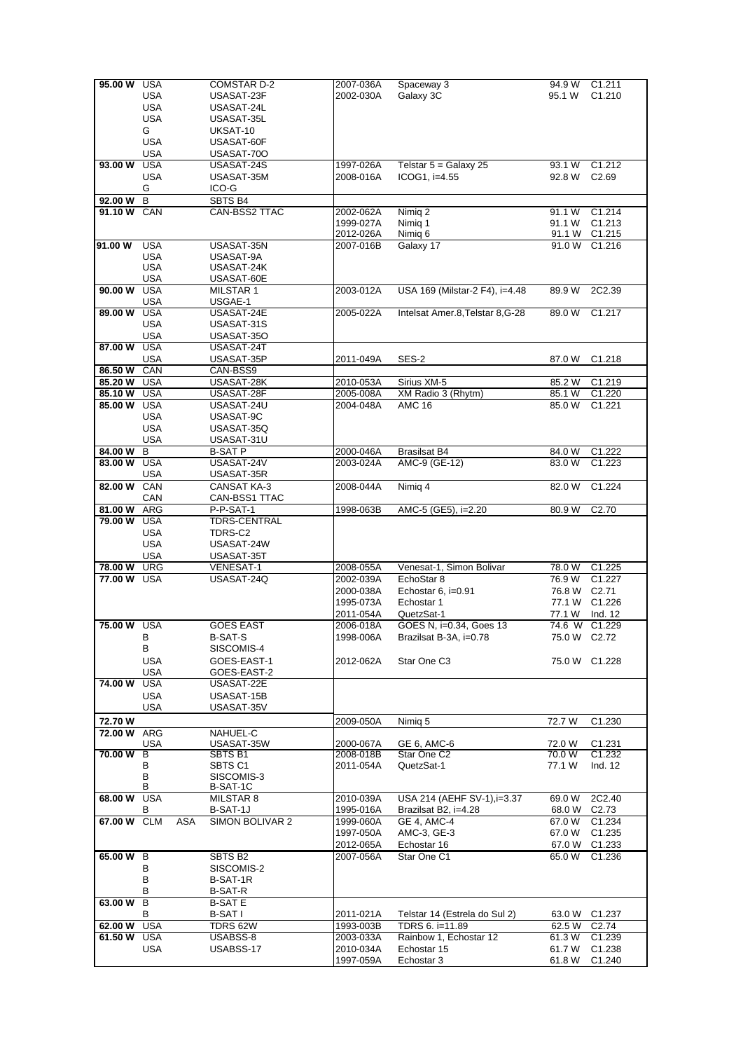| | | | | | | | |
|---|---|---|---|---|---|---|---|
| **95.00 W** | USA | | COMSTAR D-2 | 2007-036A | Spaceway 3 | 94.9 W | C1.211 |
| | USA | | USASAT-23F | 2002-030A | Galaxy 3C | 95.1 W | C1.210 |
| | USA | | USASAT-24L | | | | |
| | USA | | USASAT-35L | | | | |
| | G | | UKSAT-10 | | | | |
| | USA | | USASAT-60F | | | | |
| | USA | | USASAT-70O | | | | |
| **93.00 W** | USA | | USASAT-24S | 1997-026A | Telstar 5 = Galaxy 25 | 93.1 W | C1.212 |
| | USA | | USASAT-35M | 2008-016A | ICOG1, i=4.55 | 92.8 W | C2.69 |
| | G | | ICO-G | | | | |
| **92.00 W** | B | | SBTS B4 | | | | |
| **91.10 W** | CAN | | CAN-BSS2 TTAC | 2002-062A | Nimiq 2 | 91.1 W | C1.214 |
| | | | | 1999-027A | Nimiq 1 | 91.1 W | C1.213 |
| | | | | 2012-026A | Nimiq 6 | 91.1 W | C1.215 |
| **91.00 W** | USA | | USASAT-35N | 2007-016B | Galaxy 17 | 91.0 W | C1.216 |
| | USA | | USASAT-9A | | | | |
| | USA | | USASAT-24K | | | | |
| | USA | | USASAT-60E | | | | |
| **90.00 W** | USA | | MILSTAR 1 | 2003-012A | USA 169 (Milstar-2 F4), i=4.48 | 89.9 W | 2C2.39 |
| | USA | | USGAE-1 | | | | |
| **89.00 W** | USA | | USASAT-24E | 2005-022A | Intelsat Amer.8,Telstar 8,G-28 | 89.0 W | C1.217 |
| | USA | | USASAT-31S | | | | |
| | USA | | USASAT-35O | | | | |
| **87.00 W** | USA | | USASAT-24T | | | | |
| | USA | | USASAT-35P | 2011-049A | SES-2 | 87.0 W | C1.218 |
| **86.50 W** | CAN | | CAN-BSS9 | | | | |
| **85.20 W** | USA | | USASAT-28K | 2010-053A | Sirius XM-5 | 85.2 W | C1.219 |
| **85.10 W** | USA | | USASAT-28F | 2005-008A | XM Radio 3 (Rhytm) | 85.1 W | C1.220 |
| **85.00 W** | USA | | USASAT-24U | 2004-048A | AMC 16 | 85.0 W | C1.221 |
| | USA | | USASAT-9C | | | | |
| | USA | | USASAT-35Q | | | | |
| | USA | | USASAT-31U | | | | |
| **84.00 W** | B | | B-SAT P | 2000-046A | Brasilsat B4 | 84.0 W | C1.222 |
| **83.00 W** | USA | | USASAT-24V | 2003-024A | AMC-9 (GE-12) | 83.0 W | C1.223 |
| | USA | | USASAT-35R | | | | |
| **82.00 W** | CAN | | CANSAT KA-3 | 2008-044A | Nimiq 4 | 82.0 W | C1.224 |
| | CAN | | CAN-BSS1 TTAC | | | | |
| **81.00 W** | ARG | | P-P-SAT-1 | 1998-063B | AMC-5 (GE5), i=2.20 | 80.9 W | C2.70 |
| **79.00 W** | USA | | TDRS-CENTRAL | | | | |
| | USA | | TDRS-C2 | | | | |
| | USA | | USASAT-24W | | | | |
| | USA | | USASAT-35T | | | | |
| **78.00 W** | URG | | VENESAT-1 | 2008-055A | Venesat-1, Simon Bolivar | 78.0 W | C1.225 |
| **77.00 W** | USA | | USASAT-24Q | 2002-039A | EchoStar 8 | 76.9 W | C1.227 |
| | | | | 2000-038A | Echostar 6, i=0.91 | 76.8 W | C2.71 |
| | | | | 1995-073A | Echostar 1 | 77.1 W | C1.226 |
| | | | | 2011-054A | QuetzSat-1 | 77.1 W | Ind. 12 |
| **75.00 W** | USA | | GOES EAST | 2006-018A | GOES N, i=0.34, Goes 13 | 74.6 W | C1.229 |
| | B | | B-SAT-S | 1998-006A | Brazilsat B-3A, i=0.78 | 75.0 W | C2.72 |
| | B | | SISCOMIS-4 | | | | |
| | USA | | GOES-EAST-1 | 2012-062A | Star One C3 | 75.0 W | C1.228 |
| | USA | | GOES-EAST-2 | | | | |
| **74.00 W** | USA | | USASAT-22E | | | | |
| | USA | | USASAT-15B | | | | |
| | USA | | USASAT-35V | | | | |
| **72.70 W** | | | | 2009-050A | Nimiq 5 | 72.7 W | C1.230 |
| **72.00 W** | ARG | | NAHUEL-C | | | | |
| | USA | | USASAT-35W | 2000-067A | GE 6, AMC-6 | 72.0 W | C1.231 |
| **70.00 W** | B | | SBTS B1 | 2008-018B | Star One C2 | 70.0 W | C1.232 |
| | B | | SBTS C1 | 2011-054A | QuetzSat-1 | 77.1 W | Ind. 12 |
| | B | | SISCOMIS-3 | | | | |
| | B | | B-SAT-1C | | | | |
| **68.00 W** | USA | | MILSTAR 8 | 2010-039A | USA 214 (AEHF SV-1),i=3.37 | 69.0 W | 2C2.40 |
| | B | | B-SAT-1J | 1995-016A | Brazilsat B2, i=4.28 | 68.0 W | C2.73 |
| **67.00 W** | CLM | ASA | SIMON BOLIVAR 2 | 1999-060A | GE 4, AMC-4 | 67.0 W | C1.234 |
| | | | | 1997-050A | AMC-3, GE-3 | 67.0 W | C1.235 |
| | | | | 2012-065A | Echostar 16 | 67.0 W | C1.233 |
| **65.00 W** | B | | SBTS B2 | 2007-056A | Star One C1 | 65.0 W | C1.236 |
| | B | | SISCOMIS-2 | | | | |
| | B | | B-SAT-1R | | | | |
| | B | | B-SAT-R | | | | |
| **63.00 W** | B | | B-SAT E | | | | |
| | B | | B-SAT I | 2011-021A | Telstar 14 (Estrela do Sul 2) | 63.0 W | C1.237 |
| **62.00 W** | USA | | TDRS 62W | 1993-003B | TDRS 6. i=11.89 | 62.5 W | C2.74 |
| **61.50 W** | USA | | USABSS-8 | 2003-033A | Rainbow 1, Echostar 12 | 61.3 W | C1.239 |
| | USA | | USABSS-17 | 2010-034A | Echostar 15 | 61.7 W | C1.238 |
| | | | | 1997-059A | Echostar 3 | 61.8 W | C1.240 |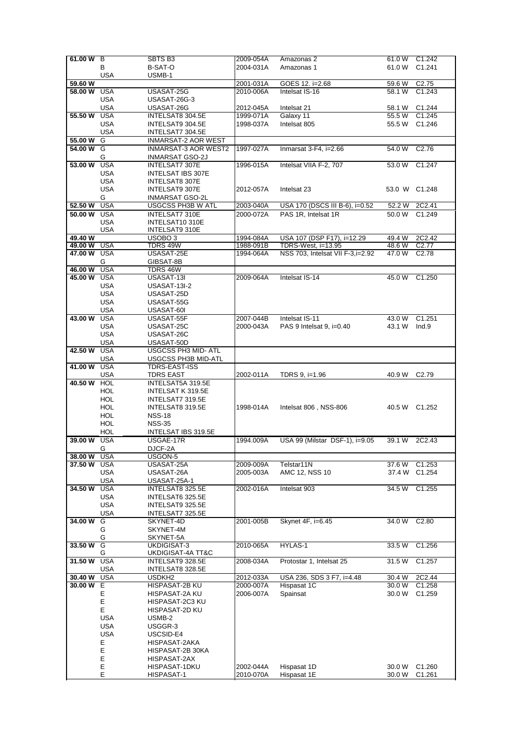| | | | | | | |
|---|---|---|---|---|---|---|
| 61.00 W | B | SBTS B3 | 2009-054A | Amazonas 2 | 61.0 W | C1.242 |
| | B | B-SAT-O | 2004-031A | Amazonas 1 | 61.0 W | C1.241 |
| | USA | USMB-1 | | | | |
| 59.60 W | | | 2001-031A | GOES 12. i=2.68 | 59.6 W | C2.75 |
| 58.00 W | USA | USASAT-25G | 2010-006A | Intelsat IS-16 | 58.1 W | C1.243 |
| | USA | USASAT-26G-3 | | | | |
| | USA | USASAT-26G | 2012-045A | Intelsat 21 | 58.1 W | C1.244 |
| 55.50 W | USA | INTELSAT8 304.5E | 1999-071A | Galaxy 11 | 55.5 W | C1.245 |
| | USA | INTELSAT9 304.5E | 1998-037A | Intelsat 805 | 55.5 W | C1.246 |
| | USA | INTELSAT7 304.5E | | | | |
| 55.00 W | G | INMARSAT-2 AOR WEST | | | | |
| 54.00 W | G | INMARSAT-3 AOR WEST2 | 1997-027A | Inmarsat 3-F4, i=2.66 | 54.0 W | C2.76 |
| | G | INMARSAT GSO-2J | | | | |
| 53.00 W | USA | INTELSAT7 307E | 1996-015A | Intelsat VIIA F-2, 707 | 53.0 W | C1.247 |
| | USA | INTELSAT IBS 307E | | | | |
| | USA | INTELSAT8 307E | | | | |
| | USA | INTELSAT9 307E | 2012-057A | Intelsat 23 | 53.0 W | C1.248 |
| | G | INMARSAT GSO-2L | | | | |
| 52.50 W | USA | USGCSS PH3B W ATL | 2003-040A | USA 170 (DSCS III B-6), i=0.52 | 52.2 W | 2C2.41 |
| 50.00 W | USA | INTELSAT7 310E | 2000-072A | PAS 1R, Intelsat 1R | 50.0 W | C1.249 |
| | USA | INTELSAT10 310E | | | | |
| | USA | INTELSAT9 310E | | | | |
| 49.40 W | | USOBO 3 | 1994-084A | USA 107 (DSP F17), i=12.29 | 49.4 W | 2C2.42 |
| 49.00 W | USA | TDRS 49W | 1988-091B | TDRS-West, i=13.95 | 48.6 W | C2.77 |
| 47.00 W | USA | USASAT-25E | 1994-064A | NSS 703, Intelsat VII F-3,i=2.92 | 47.0 W | C2.78 |
| | G | GIBSAT-8B | | | | |
| 46.00 W | USA | TDRS 46W | | | | |
| 45.00 W | USA | USASAT-13I | 2009-064A | Intelsat IS-14 | 45.0 W | C1.250 |
| | USA | USASAT-13I-2 | | | | |
| | USA | USASAT-25D | | | | |
| | USA | USASAT-55G | | | | |
| | USA | USASAT-60I | | | | |
| 43.00 W | USA | USASAT-55F | 2007-044B | Intelsat IS-11 | 43.0 W | C1.251 |
| | USA | USASAT-25C | 2000-043A | PAS 9 Intelsat 9, i=0.40 | 43.1 W | Ind.9 |
| | USA | USASAT-26C | | | | |
| | USA | USASAT-50D | | | | |
| 42.50 W | USA | USGCSS PH3 MID- ATL | | | | |
| | USA | USGCSS PH3B MID-ATL | | | | |
| 41.00 W | USA | TDRS-EAST-ISS | | | | |
| | USA | TDRS EAST | 2002-011A | TDRS 9, i=1.96 | 40.9 W | C2.79 |
| 40.50 W | HOL | INTELSAT5A 319.5E | | | | |
| | HOL | INTELSAT K 319.5E | | | | |
| | HOL | INTELSAT7 319.5E | | | | |
| | HOL | INTELSAT8 319.5E | 1998-014A | Intelsat 806 , NSS-806 | 40.5 W | C1.252 |
| | HOL | NSS-18 | | | | |
| | HOL | NSS-35 | | | | |
| | HOL | INTELSAT IBS 319.5E | | | | |
| 39.00 W | USA | USGAE-17R | 1994.009A | USA 99 (Milstar DSF-1), i=9.05 | 39.1 W | 2C2.43 |
| | G | DJCF-2A | | | | |
| 38.00 W | USA | USGON-5 | | | | |
| 37.50 W | USA | USASAT-25A | 2009-009A | Telstar11N | 37.6 W | C1.253 |
| | USA | USASAT-26A | 2005-003A | AMC 12, NSS 10 | 37.4 W | C1.254 |
| | USA | USASAT-25A-1 | | | | |
| 34.50 W | USA | INTELSAT8 325.5E | 2002-016A | Intelsat 903 | 34.5 W | C1.255 |
| | USA | INTELSAT6 325.5E | | | | |
| | USA | INTELSAT9 325.5E | | | | |
| | USA | INTELSAT7 325.5E | | | | |
| 34.00 W | G | SKYNET-4D | 2001-005B | Skynet 4F, i=6.45 | 34.0 W | C2.80 |
| | G | SKYNET-4M | | | | |
| | G | SKYNET-5A | | | | |
| 33.50 W | G | UKDIGISAT-3 | 2010-065A | HYLAS-1 | 33.5 W | C1.256 |
| | G | UKDIGISAT-4A TT&C | | | | |
| 31.50 W | USA | INTELSAT9 328.5E | 2008-034A | Protostar 1, Intelsat 25 | 31.5 W | C1.257 |
| | USA | INTELSAT8 328.5E | | | | |
| 30.40 W | USA | USDKH2 | 2012-033A | USA 236, SDS 3 F7, i=4.48 | 30.4 W | 2C2.44 |
| 30.00 W | E | HISPASAT-2B KU | 2000-007A | Hispasat 1C | 30.0 W | C1.258 |
| | E | HISPASAT-2A KU | 2006-007A | Spainsat | 30.0 W | C1.259 |
| | E | HISPASAT-2C3 KU | | | | |
| | E | HISPASAT-2D KU | | | | |
| | USA | USMB-2 | | | | |
| | USA | USGGR-3 | | | | |
| | USA | USCSID-E4 | | | | |
| | E | HISPASAT-2AKA | | | | |
| | E | HISPASAT-2B 30KA | | | | |
| | E | HISPASAT-2AX | | | | |
| | E | HISPASAT-1DKU | 2002-044A | Hispasat 1D | 30.0 W | C1.260 |
| | E | HISPASAT-1 | 2010-070A | Hispasat 1E | 30.0 W | C1.261 |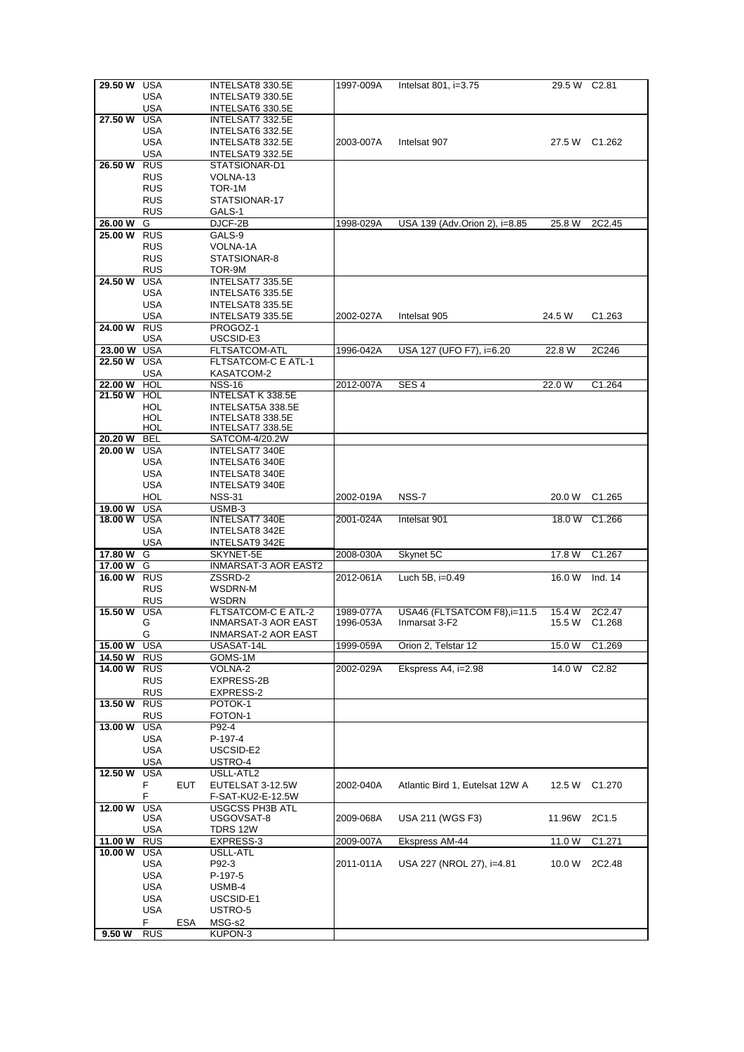| | | | | | | | |
|---|---|---|---|---|---|---|---|
| **29.50 W** | USA | | INTELSAT8 330.5E | 1997-009A | Intelsat 801, i=3.75 | 29.5 W | C2.81 |
| | USA | | INTELSAT9 330.5E | | | | |
| | USA | | INTELSAT6 330.5E | | | | |
| **27.50 W** | USA | | INTELSAT7 332.5E | | | | |
| | USA | | INTELSAT6 332.5E | | | | |
| | USA | | INTELSAT8 332.5E | 2003-007A | Intelsat 907 | 27.5 W | C1.262 |
| | USA | | INTELSAT9 332.5E | | | | |
| **26.50 W** | RUS | | STATSIONAR-D1 | | | | |
| | RUS | | VOLNA-13 | | | | |
| | RUS | | TOR-1M | | | | |
| | RUS | | STATSIONAR-17 | | | | |
| | RUS | | GALS-1 | | | | |
| **26.00 W** | G | | DJCF-2B | 1998-029A | USA 139 (Adv.Orion 2), i=8.85 | 25.8 W | 2C2.45 |
| **25.00 W** | RUS | | GALS-9 | | | | |
| | RUS | | VOLNA-1A | | | | |
| | RUS | | STATSIONAR-8 | | | | |
| | RUS | | TOR-9M | | | | |
| **24.50 W** | USA | | INTELSAT7 335.5E | | | | |
| | USA | | INTELSAT6 335.5E | | | | |
| | USA | | INTELSAT8 335.5E | | | | |
| | USA | | INTELSAT9 335.5E | 2002-027A | Intelsat 905 | 24.5 W | C1.263 |
| **24.00 W** | RUS | | PROGOZ-1 | | | | |
| | USA | | USCSID-E3 | | | | |
| **23.00 W** | USA | | FLTSATCOM-ATL | 1996-042A | USA 127 (UFO F7), i=6.20 | 22.8 W | 2C246 |
| **22.50 W** | USA | | FLTSATCOM-C E ATL-1 | | | | |
| | USA | | KASATCOM-2 | | | | |
| **22.00 W** | HOL | | NSS-16 | 2012-007A | SES 4 | 22.0 W | C1.264 |
| **21.50 W** | HOL | | INTELSAT K 338.5E | | | | |
| | HOL | | INTELSAT5A 338.5E | | | | |
| | HOL | | INTELSAT8 338.5E | | | | |
| | HOL | | INTELSAT7 338.5E | | | | |
| **20.20 W** | BEL | | SATCOM-4/20.2W | | | | |
| **20.00 W** | USA | | INTELSAT7 340E | | | | |
| | USA | | INTELSAT6 340E | | | | |
| | USA | | INTELSAT8 340E | | | | |
| | USA | | INTELSAT9 340E | | | | |
| | HOL | | NSS-31 | 2002-019A | NSS-7 | 20.0 W | C1.265 |
| **19.00 W** | USA | | USMB-3 | | | | |
| **18.00 W** | USA | | INTELSAT7 340E | 2001-024A | Intelsat 901 | 18.0 W | C1.266 |
| | USA | | INTELSAT8 342E | | | | |
| | USA | | INTELSAT9 342E | | | | |
| **17.80 W** | G | | SKYNET-5E | 2008-030A | Skynet 5C | 17.8 W | C1.267 |
| **17.00 W** | G | | INMARSAT-3 AOR EAST2 | | | | |
| **16.00 W** | RUS | | ZSSRD-2 | 2012-061A | Luch 5B, i=0.49 | 16.0 W | Ind. 14 |
| | RUS | | WSDRN-M | | | | |
| | RUS | | WSDRN | | | | |
| **15.50 W** | USA | | FLTSATCOM-C E ATL-2 | 1989-077A | USA46 (FLTSATCOM F8),i=11.5 | 15.4 W | 2C2.47 |
| | G | | INMARSAT-3 AOR EAST | 1996-053A | Inmarsat 3-F2 | 15.5 W | C1.268 |
| | G | | INMARSAT-2 AOR EAST | | | | |
| **15.00 W** | USA | | USASAT-14L | 1999-059A | Orion 2, Telstar 12 | 15.0 W | C1.269 |
| **14.50 W** | RUS | | GOMS-1M | | | | |
| **14.00 W** | RUS | | VOLNA-2 | 2002-029A | Ekspress A4, i=2.98 | 14.0 W | C2.82 |
| | RUS | | EXPRESS-2B | | | | |
| | RUS | | EXPRESS-2 | | | | |
| **13.50 W** | RUS | | POTOK-1 | | | | |
| | RUS | | FOTON-1 | | | | |
| **13.00 W** | USA | | P92-4 | | | | |
| | USA | | P-197-4 | | | | |
| | USA | | USCSID-E2 | | | | |
| | USA | | USTRO-4 | | | | |
| **12.50 W** | USA | | USLL-ATL2 | | | | |
| | F | EUT | EUTELSAT 3-12.5W | 2002-040A | Atlantic Bird 1, Eutelsat 12W A | 12.5 W | C1.270 |
| | F | | F-SAT-KU2-E-12.5W | | | | |
| **12.00 W** | USA | | USGCSS PH3B ATL | | | | |
| | USA | | USGOVSAT-8 | 2009-068A | USA 211 (WGS F3) | 11.96W | 2C1.5 |
| | USA | | TDRS 12W | | | | |
| **11.00 W** | RUS | | EXPRESS-3 | 2009-007A | Ekspress AM-44 | 11.0 W | C1.271 |
| **10.00 W** | USA | | USLL-ATL | | | | |
| | USA | | P92-3 | 2011-011A | USA 227 (NROL 27), i=4.81 | 10.0 W | 2C2.48 |
| | USA | | P-197-5 | | | | |
| | USA | | USMB-4 | | | | |
| | USA | | USCSID-E1 | | | | |
| | USA | | USTRO-5 | | | | |
| | F | ESA | MSG-s2 | | | | |
| **9.50 W** | RUS | | KUPON-3 | | | | |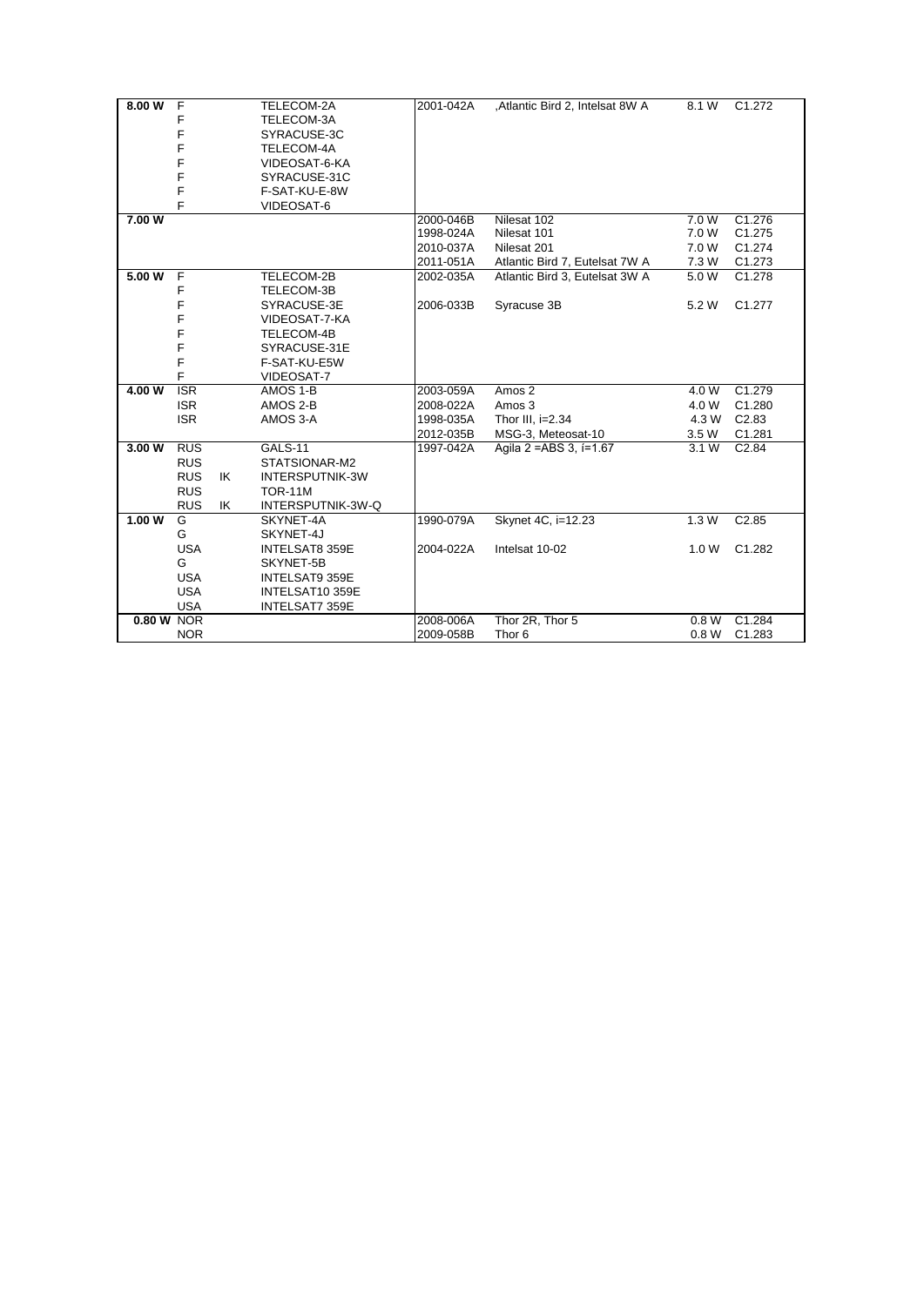| | | | | | | | |
|---|---|---|---|---|---|---|---|
| **8.00 W** | F | | TELECOM-2A | 2001-042A | ,Atlantic Bird 2, Intelsat 8W A | 8.1 W | C1.272 |
| | F | | TELECOM-3A | | | | |
| | F | | SYRACUSE-3C | | | | |
| | F | | TELECOM-4A | | | | |
| | F | | VIDEOSAT-6-KA | | | | |
| | F | | SYRACUSE-31C | | | | |
| | F | | F-SAT-KU-E-8W | | | | |
| | F | | VIDEOSAT-6 | | | | |
| **7.00 W** | | | | 2000-046B | Nilesat 102 | 7.0 W | C1.276 |
| | | | | 1998-024A | Nilesat 101 | 7.0 W | C1.275 |
| | | | | 2010-037A | Nilesat 201 | 7.0 W | C1.274 |
| | | | | 2011-051A | Atlantic Bird 7, Eutelsat 7W A | 7.3 W | C1.273 |
| **5.00 W** | F | | TELECOM-2B | 2002-035A | Atlantic Bird 3, Eutelsat 3W A | 5.0 W | C1.278 |
| | F | | TELECOM-3B | | | | |
| | F | | SYRACUSE-3E | 2006-033B | Syracuse 3B | 5.2 W | C1.277 |
| | F | | VIDEOSAT-7-KA | | | | |
| | F | | TELECOM-4B | | | | |
| | F | | SYRACUSE-31E | | | | |
| | F | | F-SAT-KU-E5W | | | | |
| | F | | VIDEOSAT-7 | | | | |
| **4.00 W** | ISR | | AMOS 1-B | 2003-059A | Amos 2 | 4.0 W | C1.279 |
| | ISR | | AMOS 2-B | 2008-022A | Amos 3 | 4.0 W | C1.280 |
| | ISR | | AMOS 3-A | 1998-035A | Thor III, i=2.34 | 4.3 W | C2.83 |
| | | | | 2012-035B | MSG-3, Meteosat-10 | 3.5 W | C1.281 |
| **3.00 W** | RUS | | GALS-11 | 1997-042A | Agila 2 =ABS 3, i=1.67 | 3.1 W | C2.84 |
| | RUS | | STATSIONAR-M2 | | | | |
| | RUS | IK | INTERSPUTNIK-3W | | | | |
| | RUS | | TOR-11M | | | | |
| | RUS | IK | INTERSPUTNIK-3W-Q | | | | |
| **1.00 W** | G | | SKYNET-4A | 1990-079A | Skynet 4C, i=12.23 | 1.3 W | C2.85 |
| | G | | SKYNET-4J | | | | |
| | USA | | INTELSAT8 359E | 2004-022A | Intelsat 10-02 | 1.0 W | C1.282 |
| | G | | SKYNET-5B | | | | |
| | USA | | INTELSAT9 359E | | | | |
| | USA | | INTELSAT10 359E | | | | |
| | USA | | INTELSAT7 359E | | | | |
| **0.80 W** | NOR | | | 2008-006A | Thor 2R, Thor 5 | 0.8 W | C1.284 |
| | NOR | | | 2009-058B | Thor 6 | 0.8 W | C1.283 |